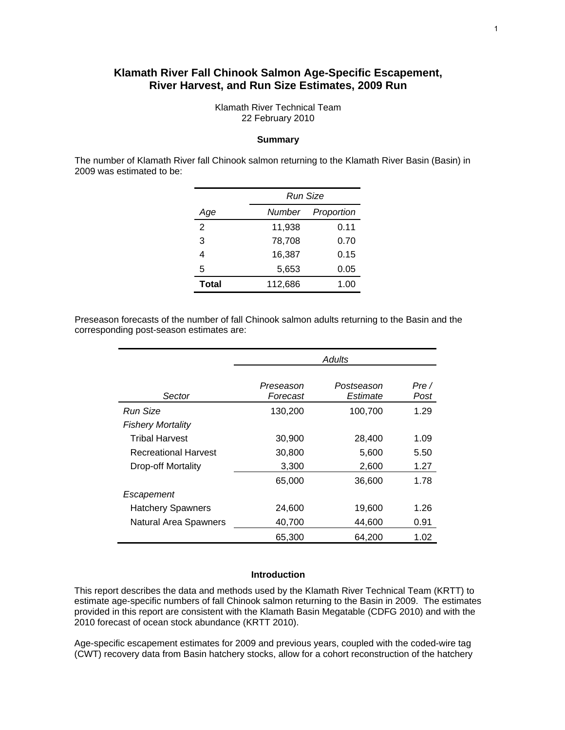# Klamath River Fall Chinook Salmon Age-Specific Escapement, River Harvest, and Run Size Estimates, 2009 Run

Klamath River Technical Team
22 February 2010

## Summary

The number of Klamath River fall Chinook salmon returning to the Klamath River Basin (Basin) in 2009 was estimated to be:

| | *Run Size* | |
|---|---|---|
| *Age* | *Number* | *Proportion* |
| 2 | 11,938 | 0.11 |
| 3 | 78,708 | 0.70 |
| 4 | 16,387 | 0.15 |
| 5 | 5,653 | 0.05 |
| **Total** | 112,686 | 1.00 |

Preseason forecasts of the number of fall Chinook salmon adults returning to the Basin and the corresponding post-season estimates are:

| | *Adults* | | |
|---|---|---|---|
| *Sector* | *Preseason Forecast* | *Postseason Estimate* | *Pre / Post* |
| *Run Size* | 130,200 | 100,700 | 1.29 |
| *Fishery Mortality* | | | |
| Tribal Harvest | 30,900 | 28,400 | 1.09 |
| Recreational Harvest | 30,800 | 5,600 | 5.50 |
| Drop-off Mortality | 3,300 | 2,600 | 1.27 |
| | 65,000 | 36,600 | 1.78 |
| *Escapement* | | | |
| Hatchery Spawners | 24,600 | 19,600 | 1.26 |
| Natural Area Spawners | 40,700 | 44,600 | 0.91 |
| | 65,300 | 64,200 | 1.02 |

## Introduction

This report describes the data and methods used by the Klamath River Technical Team (KRTT) to estimate age-specific numbers of fall Chinook salmon returning to the Basin in 2009. The estimates provided in this report are consistent with the Klamath Basin Megatable (CDFG 2010) and with the 2010 forecast of ocean stock abundance (KRTT 2010).

Age-specific escapement estimates for 2009 and previous years, coupled with the coded-wire tag (CWT) recovery data from Basin hatchery stocks, allow for a cohort reconstruction of the hatchery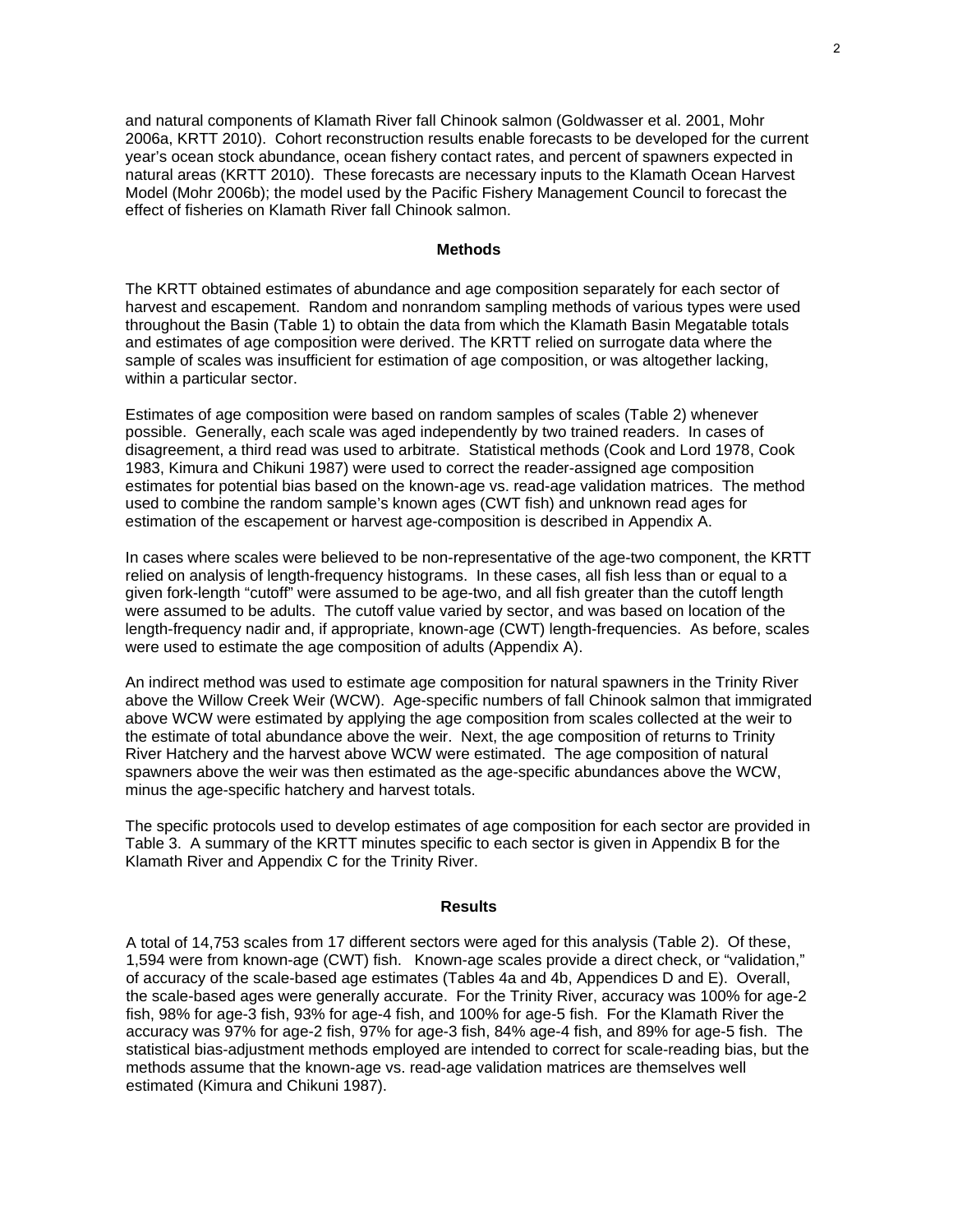and natural components of Klamath River fall Chinook salmon (Goldwasser et al. 2001, Mohr 2006a, KRTT 2010). Cohort reconstruction results enable forecasts to be developed for the current year's ocean stock abundance, ocean fishery contact rates, and percent of spawners expected in natural areas (KRTT 2010). These forecasts are necessary inputs to the Klamath Ocean Harvest Model (Mohr 2006b); the model used by the Pacific Fishery Management Council to forecast the effect of fisheries on Klamath River fall Chinook salmon.

## Methods

The KRTT obtained estimates of abundance and age composition separately for each sector of harvest and escapement. Random and nonrandom sampling methods of various types were used throughout the Basin (Table 1) to obtain the data from which the Klamath Basin Megatable totals and estimates of age composition were derived. The KRTT relied on surrogate data where the sample of scales was insufficient for estimation of age composition, or was altogether lacking, within a particular sector.

Estimates of age composition were based on random samples of scales (Table 2) whenever possible. Generally, each scale was aged independently by two trained readers. In cases of disagreement, a third read was used to arbitrate. Statistical methods (Cook and Lord 1978, Cook 1983, Kimura and Chikuni 1987) were used to correct the reader-assigned age composition estimates for potential bias based on the known-age vs. read-age validation matrices. The method used to combine the random sample's known ages (CWT fish) and unknown read ages for estimation of the escapement or harvest age-composition is described in Appendix A.

In cases where scales were believed to be non-representative of the age-two component, the KRTT relied on analysis of length-frequency histograms. In these cases, all fish less than or equal to a given fork-length "cutoff" were assumed to be age-two, and all fish greater than the cutoff length were assumed to be adults. The cutoff value varied by sector, and was based on location of the length-frequency nadir and, if appropriate, known-age (CWT) length-frequencies. As before, scales were used to estimate the age composition of adults (Appendix A).

An indirect method was used to estimate age composition for natural spawners in the Trinity River above the Willow Creek Weir (WCW). Age-specific numbers of fall Chinook salmon that immigrated above WCW were estimated by applying the age composition from scales collected at the weir to the estimate of total abundance above the weir. Next, the age composition of returns to Trinity River Hatchery and the harvest above WCW were estimated. The age composition of natural spawners above the weir was then estimated as the age-specific abundances above the WCW, minus the age-specific hatchery and harvest totals.

The specific protocols used to develop estimates of age composition for each sector are provided in Table 3. A summary of the KRTT minutes specific to each sector is given in Appendix B for the Klamath River and Appendix C for the Trinity River.

## Results

A total of 14,753 scales from 17 different sectors were aged for this analysis (Table 2). Of these, 1,594 were from known-age (CWT) fish. Known-age scales provide a direct check, or "validation," of accuracy of the scale-based age estimates (Tables 4a and 4b, Appendices D and E). Overall, the scale-based ages were generally accurate. For the Trinity River, accuracy was 100% for age-2 fish, 98% for age-3 fish, 93% for age-4 fish, and 100% for age-5 fish. For the Klamath River the accuracy was 97% for age-2 fish, 97% for age-3 fish, 84% age-4 fish, and 89% for age-5 fish. The statistical bias-adjustment methods employed are intended to correct for scale-reading bias, but the methods assume that the known-age vs. read-age validation matrices are themselves well estimated (Kimura and Chikuni 1987).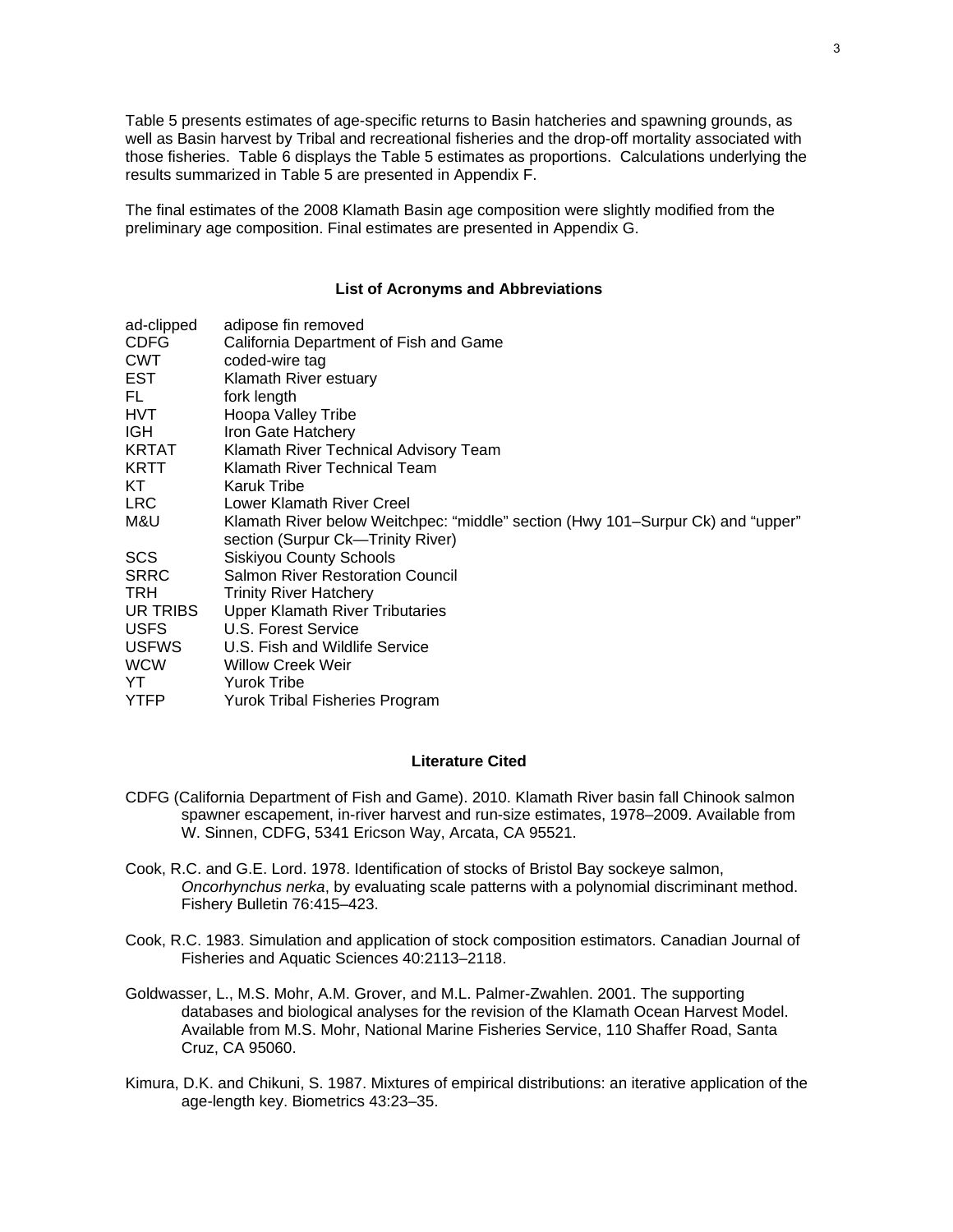Table 5 presents estimates of age-specific returns to Basin hatcheries and spawning grounds, as well as Basin harvest by Tribal and recreational fisheries and the drop-off mortality associated with those fisheries. Table 6 displays the Table 5 estimates as proportions. Calculations underlying the results summarized in Table 5 are presented in Appendix F.

The final estimates of the 2008 Klamath Basin age composition were slightly modified from the preliminary age composition. Final estimates are presented in Appendix G.

### List of Acronyms and Abbreviations

| | |
|---|---|
| ad-clipped | adipose fin removed |
| CDFG | California Department of Fish and Game |
| CWT | coded-wire tag |
| EST | Klamath River estuary |
| FL | fork length |
| HVT | Hoopa Valley Tribe |
| IGH | Iron Gate Hatchery |
| KRTAT | Klamath River Technical Advisory Team |
| KRTT | Klamath River Technical Team |
| KT | Karuk Tribe |
| LRC | Lower Klamath River Creel |
| M&U | Klamath River below Weitchpec: "middle" section (Hwy 101–Surpur Ck) and "upper" section (Surpur Ck—Trinity River) |
| SCS | Siskiyou County Schools |
| SRRC | Salmon River Restoration Council |
| TRH | Trinity River Hatchery |
| UR TRIBS | Upper Klamath River Tributaries |
| USFS | U.S. Forest Service |
| USFWS | U.S. Fish and Wildlife Service |
| WCW | Willow Creek Weir |
| YT | Yurok Tribe |
| YTFP | Yurok Tribal Fisheries Program |

### Literature Cited

CDFG (California Department of Fish and Game). 2010. Klamath River basin fall Chinook salmon spawner escapement, in-river harvest and run-size estimates, 1978–2009. Available from W. Sinnen, CDFG, 5341 Ericson Way, Arcata, CA 95521.

Cook, R.C. and G.E. Lord. 1978. Identification of stocks of Bristol Bay sockeye salmon, *Oncorhynchus nerka*, by evaluating scale patterns with a polynomial discriminant method. Fishery Bulletin 76:415–423.

Cook, R.C. 1983. Simulation and application of stock composition estimators. Canadian Journal of Fisheries and Aquatic Sciences 40:2113–2118.

Goldwasser, L., M.S. Mohr, A.M. Grover, and M.L. Palmer-Zwahlen. 2001. The supporting databases and biological analyses for the revision of the Klamath Ocean Harvest Model. Available from M.S. Mohr, National Marine Fisheries Service, 110 Shaffer Road, Santa Cruz, CA 95060.

Kimura, D.K. and Chikuni, S. 1987. Mixtures of empirical distributions: an iterative application of the age-length key. Biometrics 43:23–35.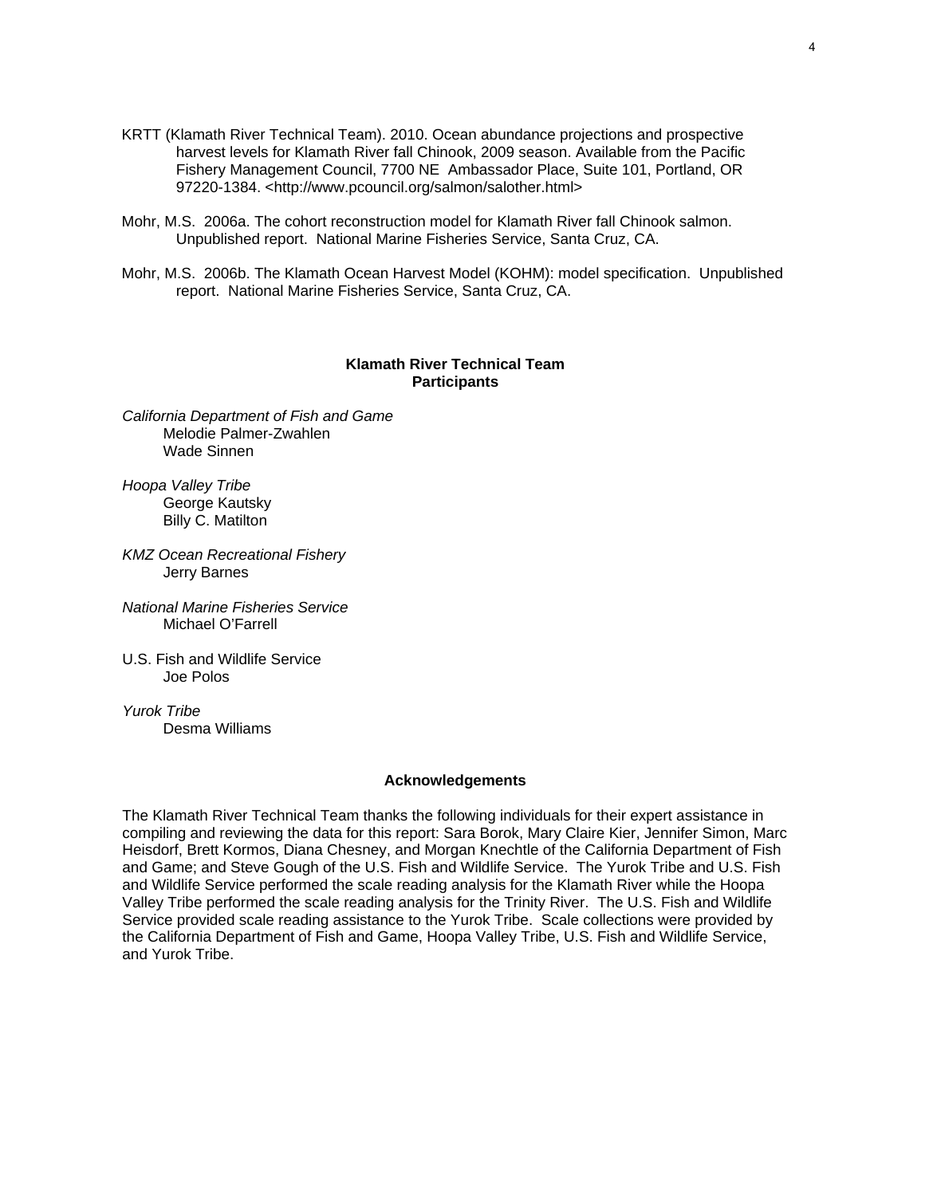KRTT (Klamath River Technical Team). 2010. Ocean abundance projections and prospective harvest levels for Klamath River fall Chinook, 2009 season. Available from the Pacific Fishery Management Council, 7700 NE Ambassador Place, Suite 101, Portland, OR 97220-1384. <http://www.pcouncil.org/salmon/salother.html>

Mohr, M.S. 2006a. The cohort reconstruction model for Klamath River fall Chinook salmon. Unpublished report. National Marine Fisheries Service, Santa Cruz, CA.

Mohr, M.S. 2006b. The Klamath Ocean Harvest Model (KOHM): model specification. Unpublished report. National Marine Fisheries Service, Santa Cruz, CA.

## Klamath River Technical Team Participants

*California Department of Fish and Game*
Melodie Palmer-Zwahlen
Wade Sinnen

*Hoopa Valley Tribe*
George Kautsky
Billy C. Matilton

*KMZ Ocean Recreational Fishery*
Jerry Barnes

*National Marine Fisheries Service*
Michael O'Farrell

U.S. Fish and Wildlife Service
Joe Polos

*Yurok Tribe*
Desma Williams

## Acknowledgements

The Klamath River Technical Team thanks the following individuals for their expert assistance in compiling and reviewing the data for this report: Sara Borok, Mary Claire Kier, Jennifer Simon, Marc Heisdorf, Brett Kormos, Diana Chesney, and Morgan Knechtle of the California Department of Fish and Game; and Steve Gough of the U.S. Fish and Wildlife Service. The Yurok Tribe and U.S. Fish and Wildlife Service performed the scale reading analysis for the Klamath River while the Hoopa Valley Tribe performed the scale reading analysis for the Trinity River. The U.S. Fish and Wildlife Service provided scale reading assistance to the Yurok Tribe. Scale collections were provided by the California Department of Fish and Game, Hoopa Valley Tribe, U.S. Fish and Wildlife Service, and Yurok Tribe.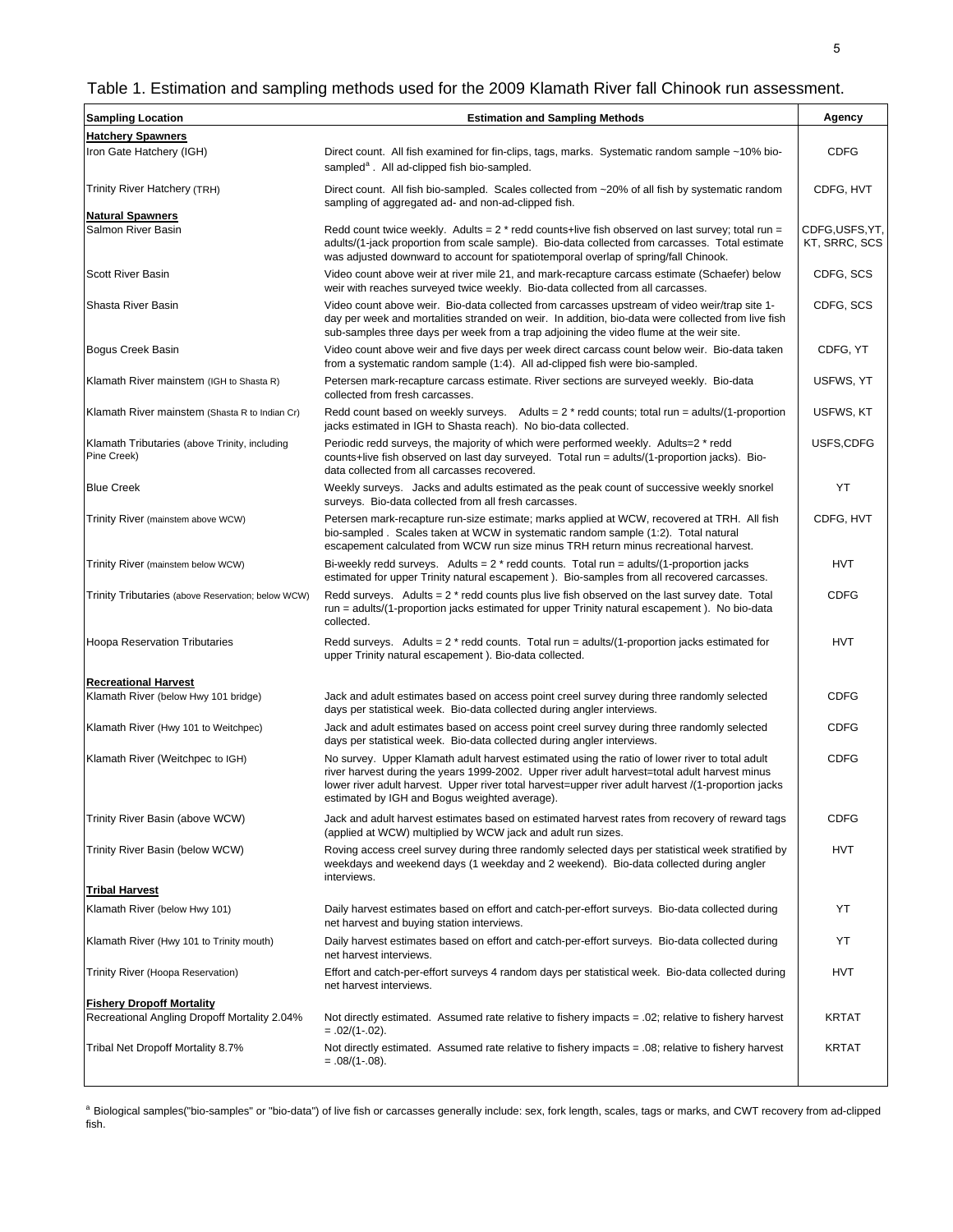Table 1. Estimation and sampling methods used for the 2009 Klamath River fall Chinook run assessment.

| Sampling Location | Estimation and Sampling Methods | Agency |
|---|---|---|
| **Hatchery Spawners** | | |
| Iron Gate Hatchery (IGH) | Direct count. All fish examined for fin-clips, tags, marks. Systematic random sample ~10% bio-sampled[a]. All ad-clipped fish bio-sampled. | CDFG |
| Trinity River Hatchery (TRH) | Direct count. All fish bio-sampled. Scales collected from ~20% of all fish by systematic random sampling of aggregated ad- and non-ad-clipped fish. | CDFG, HVT |
| **Natural Spawners** | | |
| Salmon River Basin | Redd count twice weekly. Adults = 2 * redd counts+live fish observed on last survey; total run = adults/(1-jack proportion from scale sample). Bio-data collected from carcasses. Total estimate was adjusted downward to account for spatiotemporal overlap of spring/fall Chinook. | CDFG,USFS,YT, KT, SRRC, SCS |
| Scott River Basin | Video count above weir at river mile 21, and mark-recapture carcass estimate (Schaefer) below weir with reaches surveyed twice weekly. Bio-data collected from all carcasses. | CDFG, SCS |
| Shasta River Basin | Video count above weir. Bio-data collected from carcasses upstream of video weir/trap site 1-day per week and mortalities stranded on weir. In addition, bio-data were collected from live fish sub-samples three days per week from a trap adjoining the video flume at the weir site. | CDFG, SCS |
| Bogus Creek Basin | Video count above weir and five days per week direct carcass count below weir. Bio-data taken from a systematic random sample (1:4). All ad-clipped fish were bio-sampled. | CDFG, YT |
| Klamath River mainstem (IGH to Shasta R) | Petersen mark-recapture carcass estimate. River sections are surveyed weekly. Bio-data collected from fresh carcasses. | USFWS, YT |
| Klamath River mainstem (Shasta R to Indian Cr) | Redd count based on weekly surveys. Adults = 2 * redd counts; total run = adults/(1-proportion jacks estimated in IGH to Shasta reach). No bio-data collected. | USFWS, KT |
| Klamath Tributaries (above Trinity, including Pine Creek) | Periodic redd surveys, the majority of which were performed weekly. Adults=2 * redd counts+live fish observed on last day surveyed. Total run = adults/(1-proportion jacks). Bio-data collected from all carcasses recovered. | USFS,CDFG |
| Blue Creek | Weekly surveys. Jacks and adults estimated as the peak count of successive weekly snorkel surveys. Bio-data collected from all fresh carcasses. | YT |
| Trinity River (mainstem above WCW) | Petersen mark-recapture run-size estimate; marks applied at WCW, recovered at TRH. All fish bio-sampled . Scales taken at WCW in systematic random sample (1:2). Total natural escapement calculated from WCW run size minus TRH return minus recreational harvest. | CDFG, HVT |
| Trinity River (mainstem below WCW) | Bi-weekly redd surveys. Adults = 2 * redd counts. Total run = adults/(1-proportion jacks estimated for upper Trinity natural escapement ). Bio-samples from all recovered carcasses. | HVT |
| Trinity Tributaries (above Reservation; below WCW) | Redd surveys. Adults = 2 * redd counts plus live fish observed on the last survey date. Total run = adults/(1-proportion jacks estimated for upper Trinity natural escapement ). No bio-data collected. | CDFG |
| Hoopa Reservation Tributaries | Redd surveys. Adults = 2 * redd counts. Total run = adults/(1-proportion jacks estimated for upper Trinity natural escapement ). Bio-data collected. | HVT |
| **Recreational Harvest** | | |
| Klamath River (below Hwy 101 bridge) | Jack and adult estimates based on access point creel survey during three randomly selected days per statistical week. Bio-data collected during angler interviews. | CDFG |
| Klamath River (Hwy 101 to Weitchpec) | Jack and adult estimates based on access point creel survey during three randomly selected days per statistical week. Bio-data collected during angler interviews. | CDFG |
| Klamath River (Weitchpec to IGH) | No survey. Upper Klamath adult harvest estimated using the ratio of lower river to total adult river harvest during the years 1999-2002. Upper river adult harvest=total adult harvest minus lower river adult harvest. Upper river total harvest=upper river adult harvest /(1-proportion jacks estimated by IGH and Bogus weighted average). | CDFG |
| Trinity River Basin (above WCW) | Jack and adult harvest estimates based on estimated harvest rates from recovery of reward tags (applied at WCW) multiplied by WCW jack and adult run sizes. | CDFG |
| Trinity River Basin (below WCW) | Roving access creel survey during three randomly selected days per statistical week stratified by weekdays and weekend days (1 weekday and 2 weekend). Bio-data collected during angler interviews. | HVT |
| **Tribal Harvest** | | |
| Klamath River (below Hwy 101) | Daily harvest estimates based on effort and catch-per-effort surveys. Bio-data collected during net harvest and buying station interviews. | YT |
| Klamath River (Hwy 101 to Trinity mouth) | Daily harvest estimates based on effort and catch-per-effort surveys. Bio-data collected during net harvest interviews. | YT |
| Trinity River (Hoopa Reservation) | Effort and catch-per-effort surveys 4 random days per statistical week. Bio-data collected during net harvest interviews. | HVT |
| **Fishery Dropoff Mortality** | | |
| Recreational Angling Dropoff Mortality 2.04% | Not directly estimated. Assumed rate relative to fishery impacts = .02; relative to fishery harvest = .02/(1-.02). | KRTAT |
| Tribal Net Dropoff Mortality 8.7% | Not directly estimated. Assumed rate relative to fishery impacts = .08; relative to fishery harvest = .08/(1-.08). | KRTAT |

[a] Biological samples("bio-samples" or "bio-data") of live fish or carcasses generally include: sex, fork length, scales, tags or marks, and CWT recovery from ad-clipped fish.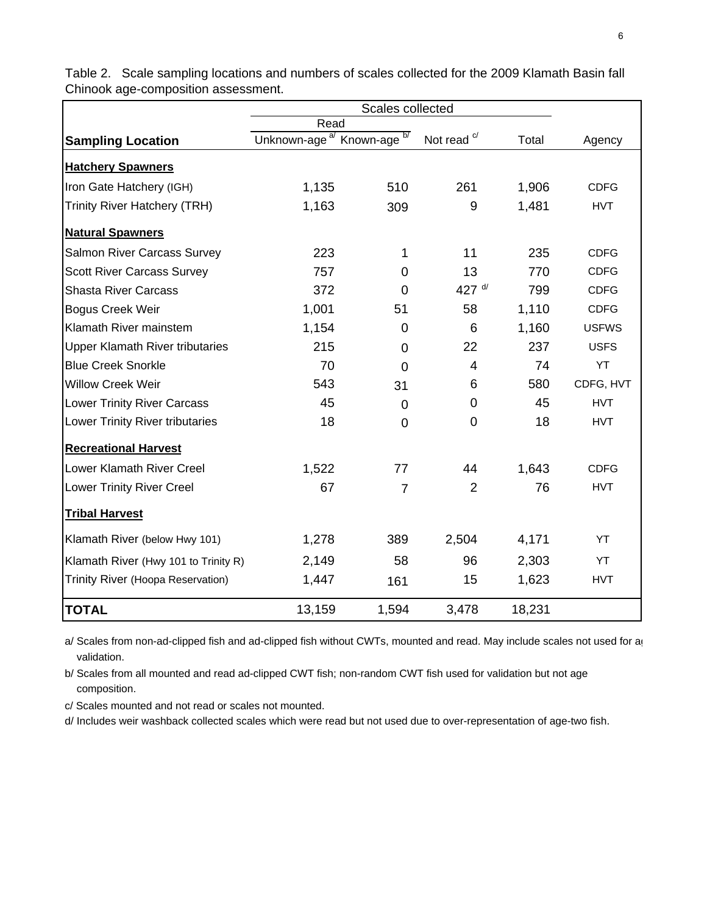Table 2. Scale sampling locations and numbers of scales collected for the 2009 Klamath Basin fall Chinook age-composition assessment.

| | Scales collected | | | | |
|---|---|---|---|---|---|
| | Read | | | | |
| **Sampling Location** | Unknown-age [a/] | Known-age [b/] | Not read [c/] | Total | Agency |
| **Hatchery Spawners** | | | | | |
| Iron Gate Hatchery (IGH) | 1,135 | 510 | 261 | 1,906 | CDFG |
| Trinity River Hatchery (TRH) | 1,163 | 309 | 9 | 1,481 | HVT |
| **Natural Spawners** | | | | | |
| Salmon River Carcass Survey | 223 | 1 | 11 | 235 | CDFG |
| Scott River Carcass Survey | 757 | 0 | 13 | 770 | CDFG |
| Shasta River Carcass | 372 | 0 | 427 [d/] | 799 | CDFG |
| Bogus Creek Weir | 1,001 | 51 | 58 | 1,110 | CDFG |
| Klamath River mainstem | 1,154 | 0 | 6 | 1,160 | USFWS |
| Upper Klamath River tributaries | 215 | 0 | 22 | 237 | USFS |
| Blue Creek Snorkle | 70 | 0 | 4 | 74 | YT |
| Willow Creek Weir | 543 | 31 | 6 | 580 | CDFG, HVT |
| Lower Trinity River Carcass | 45 | 0 | 0 | 45 | HVT |
| Lower Trinity River tributaries | 18 | 0 | 0 | 18 | HVT |
| **Recreational Harvest** | | | | | |
| Lower Klamath River Creel | 1,522 | 77 | 44 | 1,643 | CDFG |
| Lower Trinity River Creel | 67 | 7 | 2 | 76 | HVT |
| **Tribal Harvest** | | | | | |
| Klamath River (below Hwy 101) | 1,278 | 389 | 2,504 | 4,171 | YT |
| Klamath River (Hwy 101 to Trinity R) | 2,149 | 58 | 96 | 2,303 | YT |
| Trinity River (Hoopa Reservation) | 1,447 | 161 | 15 | 1,623 | HVT |
| **TOTAL** | 13,159 | 1,594 | 3,478 | 18,231 | |

a/ Scales from non-ad-clipped fish and ad-clipped fish without CWTs, mounted and read. May include scales not used for ag validation.

b/ Scales from all mounted and read ad-clipped CWT fish; non-random CWT fish used for validation but not age composition.

c/ Scales mounted and not read or scales not mounted.

d/ Includes weir washback collected scales which were read but not used due to over-representation of age-two fish.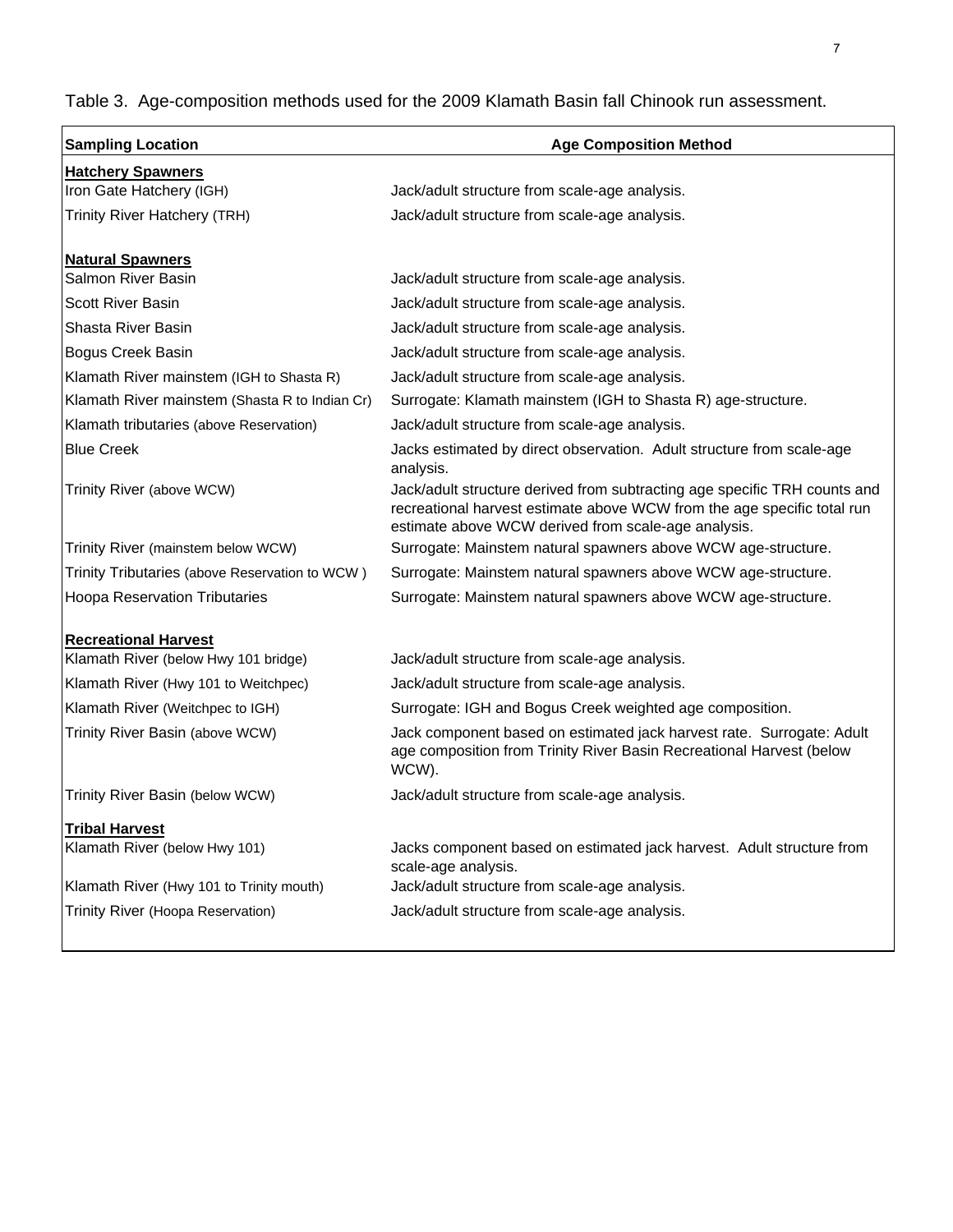Table 3. Age-composition methods used for the 2009 Klamath Basin fall Chinook run assessment.

| Sampling Location | Age Composition Method |
|---|---|
| **Hatchery Spawners** | |
| Iron Gate Hatchery (IGH) | Jack/adult structure from scale-age analysis. |
| Trinity River Hatchery (TRH) | Jack/adult structure from scale-age analysis. |
| **Natural Spawners** | |
| Salmon River Basin | Jack/adult structure from scale-age analysis. |
| Scott River Basin | Jack/adult structure from scale-age analysis. |
| Shasta River Basin | Jack/adult structure from scale-age analysis. |
| Bogus Creek Basin | Jack/adult structure from scale-age analysis. |
| Klamath River mainstem (IGH to Shasta R) | Jack/adult structure from scale-age analysis. |
| Klamath River mainstem (Shasta R to Indian Cr) | Surrogate: Klamath mainstem (IGH to Shasta R) age-structure. |
| Klamath tributaries (above Reservation) | Jack/adult structure from scale-age analysis. |
| Blue Creek | Jacks estimated by direct observation. Adult structure from scale-age analysis. |
| Trinity River (above WCW) | Jack/adult structure derived from subtracting age specific TRH counts and recreational harvest estimate above WCW from the age specific total run estimate above WCW derived from scale-age analysis. |
| Trinity River (mainstem below WCW) | Surrogate: Mainstem natural spawners above WCW age-structure. |
| Trinity Tributaries (above Reservation to WCW ) | Surrogate: Mainstem natural spawners above WCW age-structure. |
| Hoopa Reservation Tributaries | Surrogate: Mainstem natural spawners above WCW age-structure. |
| **Recreational Harvest** | |
| Klamath River (below Hwy 101 bridge) | Jack/adult structure from scale-age analysis. |
| Klamath River (Hwy 101 to Weitchpec) | Jack/adult structure from scale-age analysis. |
| Klamath River (Weitchpec to IGH) | Surrogate: IGH and Bogus Creek weighted age composition. |
| Trinity River Basin (above WCW) | Jack component based on estimated jack harvest rate. Surrogate: Adult age composition from Trinity River Basin Recreational Harvest (below WCW). |
| Trinity River Basin (below WCW) | Jack/adult structure from scale-age analysis. |
| **Tribal Harvest** | |
| Klamath River (below Hwy 101) | Jacks component based on estimated jack harvest. Adult structure from scale-age analysis. |
| Klamath River (Hwy 101 to Trinity mouth) | Jack/adult structure from scale-age analysis. |
| Trinity River (Hoopa Reservation) | Jack/adult structure from scale-age analysis. |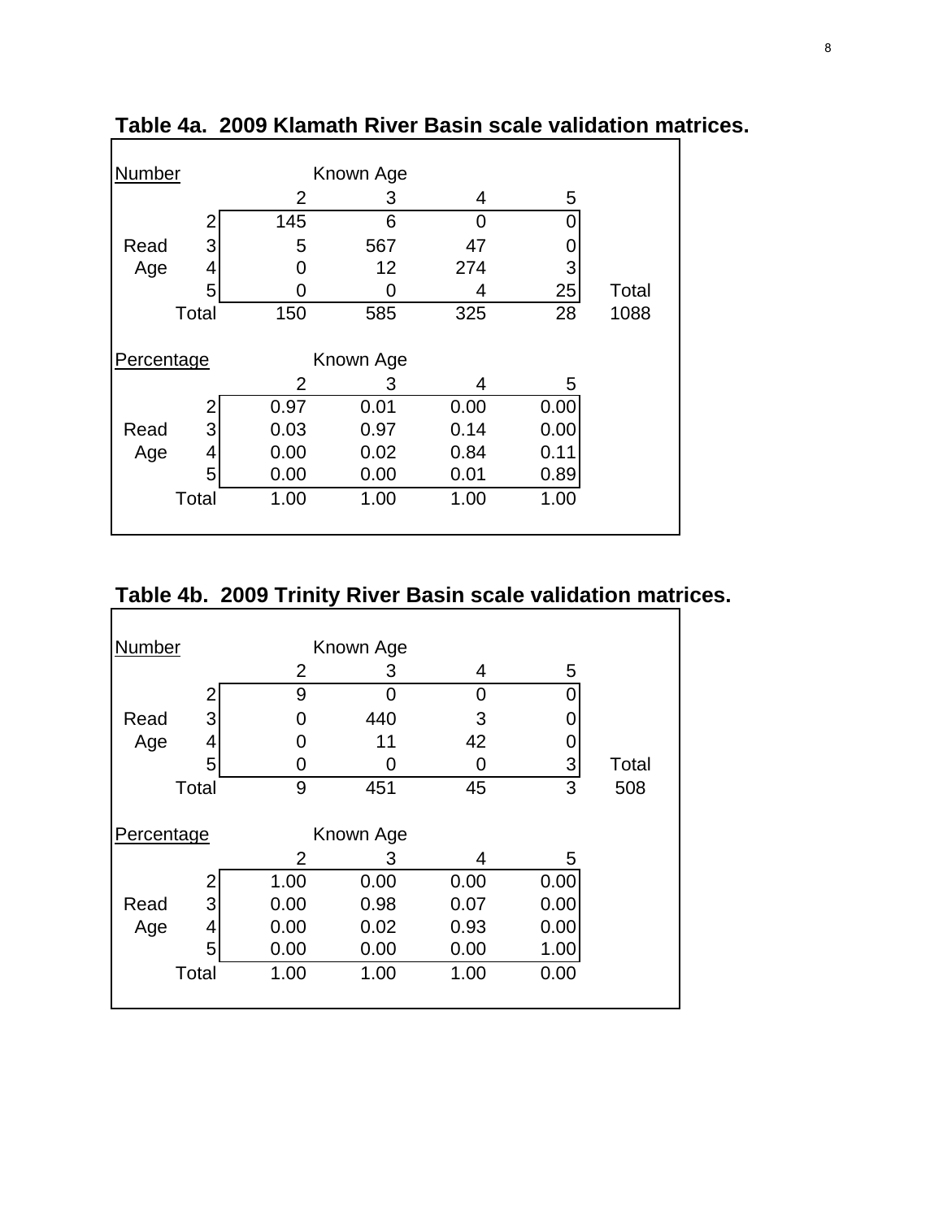**Table 4a. 2009 Klamath River Basin scale validation matrices.**

| Number | | Known Age | | | | |
|---|---|---|---|---|---|---|
| | | 2 | 3 | 4 | 5 | |
| | 2 | 145 | 6 | 0 | 0 | |
| Read | 3 | 5 | 567 | 47 | 0 | |
| Age | 4 | 0 | 12 | 274 | 3 | |
| | 5 | 0 | 0 | 4 | 25 | Total |
| | Total | 150 | 585 | 325 | 28 | 1088 |

| Percentage | | Known Age | | | |
|---|---|---|---|---|---|
| | | 2 | 3 | 4 | 5 |
| | 2 | 0.97 | 0.01 | 0.00 | 0.00 |
| Read | 3 | 0.03 | 0.97 | 0.14 | 0.00 |
| Age | 4 | 0.00 | 0.02 | 0.84 | 0.11 |
| | 5 | 0.00 | 0.00 | 0.01 | 0.89 |
| | Total | 1.00 | 1.00 | 1.00 | 1.00 |

**Table 4b. 2009 Trinity River Basin scale validation matrices.**

| Number | | Known Age | | | | |
|---|---|---|---|---|---|---|
| | | 2 | 3 | 4 | 5 | |
| | 2 | 9 | 0 | 0 | 0 | |
| Read | 3 | 0 | 440 | 3 | 0 | |
| Age | 4 | 0 | 11 | 42 | 0 | |
| | 5 | 0 | 0 | 0 | 3 | Total |
| | Total | 9 | 451 | 45 | 3 | 508 |

| Percentage | | Known Age | | | |
|---|---|---|---|---|---|
| | | 2 | 3 | 4 | 5 |
| | 2 | 1.00 | 0.00 | 0.00 | 0.00 |
| Read | 3 | 0.00 | 0.98 | 0.07 | 0.00 |
| Age | 4 | 0.00 | 0.02 | 0.93 | 0.00 |
| | 5 | 0.00 | 0.00 | 0.00 | 1.00 |
| | Total | 1.00 | 1.00 | 1.00 | 0.00 |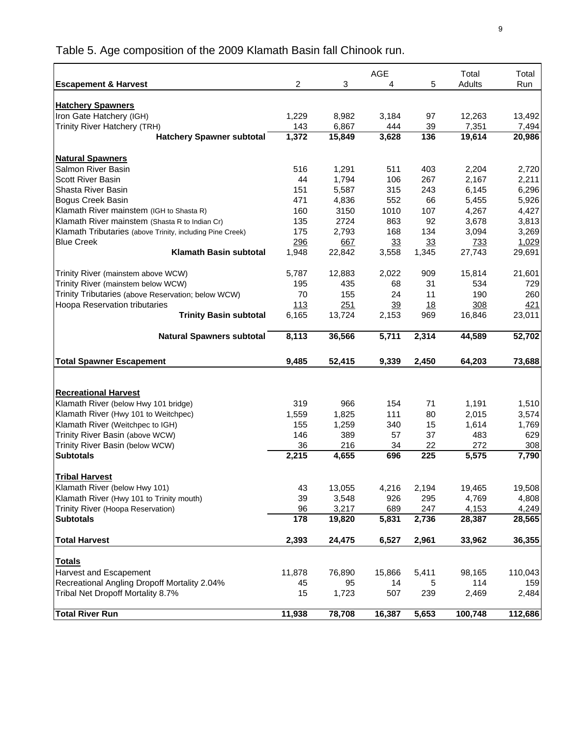Table 5. Age composition of the 2009 Klamath Basin fall Chinook run.

| Escapement & Harvest | 2 | 3 | AGE 4 | 5 | Total Adults | Total Run |
|---|---|---|---|---|---|---|
| **Hatchery Spawners** | | | | | | |
| Iron Gate Hatchery (IGH) | 1,229 | 8,982 | 3,184 | 97 | 12,263 | 13,492 |
| Trinity River Hatchery (TRH) | 143 | 6,867 | 444 | 39 | 7,351 | 7,494 |
| **Hatchery Spawner subtotal** | **1,372** | **15,849** | **3,628** | **136** | **19,614** | **20,986** |
| **Natural Spawners** | | | | | | |
| Salmon River Basin | 516 | 1,291 | 511 | 403 | 2,204 | 2,720 |
| Scott River Basin | 44 | 1,794 | 106 | 267 | 2,167 | 2,211 |
| Shasta River Basin | 151 | 5,587 | 315 | 243 | 6,145 | 6,296 |
| Bogus Creek Basin | 471 | 4,836 | 552 | 66 | 5,455 | 5,926 |
| Klamath River mainstem (IGH to Shasta R) | 160 | 3150 | 1010 | 107 | 4,267 | 4,427 |
| Klamath River mainstem (Shasta R to Indian Cr) | 135 | 2724 | 863 | 92 | 3,678 | 3,813 |
| Klamath Tributaries (above Trinity, including Pine Creek) | 175 | 2,793 | 168 | 134 | 3,094 | 3,269 |
| Blue Creek | 296 | 667 | 33 | 33 | 733 | 1,029 |
| **Klamath Basin subtotal** | 1,948 | 22,842 | 3,558 | 1,345 | 27,743 | 29,691 |
| Trinity River (mainstem above WCW) | 5,787 | 12,883 | 2,022 | 909 | 15,814 | 21,601 |
| Trinity River (mainstem below WCW) | 195 | 435 | 68 | 31 | 534 | 729 |
| Trinity Tributaries (above Reservation; below WCW) | 70 | 155 | 24 | 11 | 190 | 260 |
| Hoopa Reservation tributaries | 113 | 251 | 39 | 18 | 308 | 421 |
| **Trinity Basin subtotal** | 6,165 | 13,724 | 2,153 | 969 | 16,846 | 23,011 |
| **Natural Spawners subtotal** | **8,113** | **36,566** | **5,711** | **2,314** | **44,589** | **52,702** |
| **Total Spawner Escapement** | **9,485** | **52,415** | **9,339** | **2,450** | **64,203** | **73,688** |
| **Recreational Harvest** | | | | | | |
| Klamath River (below Hwy 101 bridge) | 319 | 966 | 154 | 71 | 1,191 | 1,510 |
| Klamath River (Hwy 101 to Weitchpec) | 1,559 | 1,825 | 111 | 80 | 2,015 | 3,574 |
| Klamath River (Weitchpec to IGH) | 155 | 1,259 | 340 | 15 | 1,614 | 1,769 |
| Trinity River Basin (above WCW) | 146 | 389 | 57 | 37 | 483 | 629 |
| Trinity River Basin (below WCW) | 36 | 216 | 34 | 22 | 272 | 308 |
| **Subtotals** | **2,215** | **4,655** | **696** | **225** | **5,575** | **7,790** |
| **Tribal Harvest** | | | | | | |
| Klamath River (below Hwy 101) | 43 | 13,055 | 4,216 | 2,194 | 19,465 | 19,508 |
| Klamath River (Hwy 101 to Trinity mouth) | 39 | 3,548 | 926 | 295 | 4,769 | 4,808 |
| Trinity River (Hoopa Reservation) | 96 | 3,217 | 689 | 247 | 4,153 | 4,249 |
| **Subtotals** | **178** | **19,820** | **5,831** | **2,736** | **28,387** | **28,565** |
| **Total Harvest** | **2,393** | **24,475** | **6,527** | **2,961** | **33,962** | **36,355** |
| **Totals** | | | | | | |
| Harvest and Escapement | 11,878 | 76,890 | 15,866 | 5,411 | 98,165 | 110,043 |
| Recreational Angling Dropoff Mortality 2.04% | 45 | 95 | 14 | 5 | 114 | 159 |
| Tribal Net Dropoff Mortality 8.7% | 15 | 1,723 | 507 | 239 | 2,469 | 2,484 |
| **Total River Run** | **11,938** | **78,708** | **16,387** | **5,653** | **100,748** | **112,686** |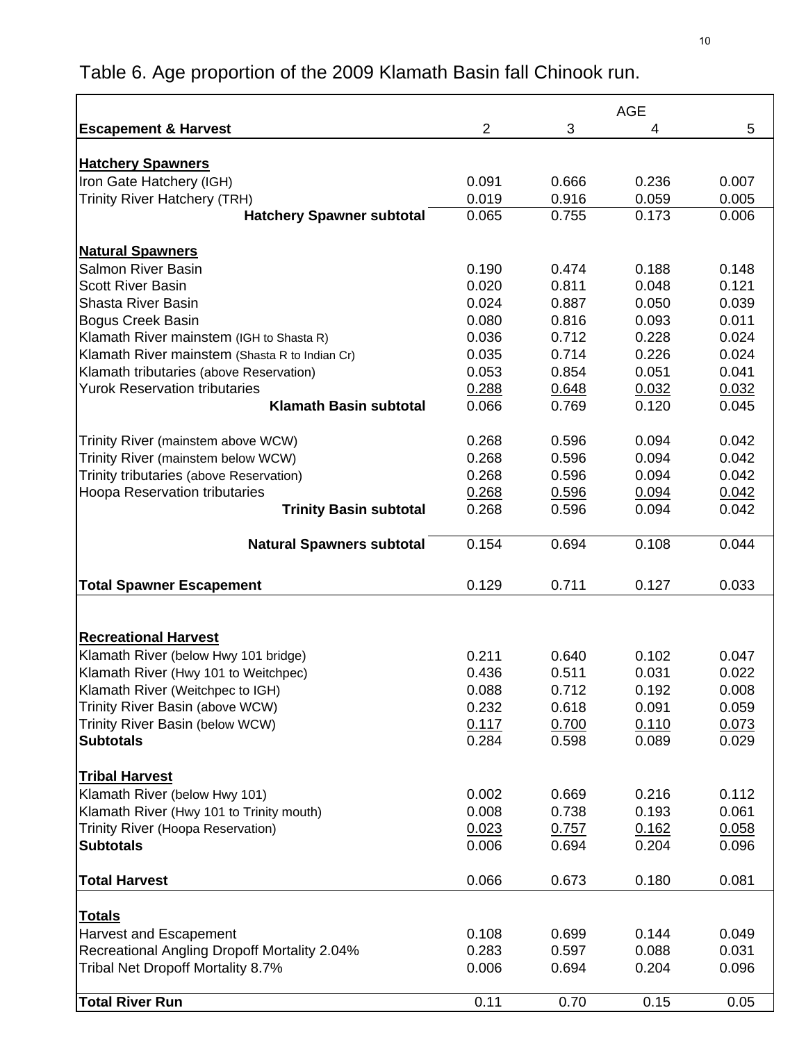Table 6. Age proportion of the 2009 Klamath Basin fall Chinook run.

| Escapement & Harvest | AGE 2 | 3 | 4 | 5 |
|---|---|---|---|---|
| **Hatchery Spawners** | | | | |
| Iron Gate Hatchery (IGH) | 0.091 | 0.666 | 0.236 | 0.007 |
| Trinity River Hatchery (TRH) | 0.019 | 0.916 | 0.059 | 0.005 |
| **Hatchery Spawner subtotal** | 0.065 | 0.755 | 0.173 | 0.006 |
| **Natural Spawners** | | | | |
| Salmon River Basin | 0.190 | 0.474 | 0.188 | 0.148 |
| Scott River Basin | 0.020 | 0.811 | 0.048 | 0.121 |
| Shasta River Basin | 0.024 | 0.887 | 0.050 | 0.039 |
| Bogus Creek Basin | 0.080 | 0.816 | 0.093 | 0.011 |
| Klamath River mainstem (IGH to Shasta R) | 0.036 | 0.712 | 0.228 | 0.024 |
| Klamath River mainstem (Shasta R to Indian Cr) | 0.035 | 0.714 | 0.226 | 0.024 |
| Klamath tributaries (above Reservation) | 0.053 | 0.854 | 0.051 | 0.041 |
| Yurok Reservation tributaries | 0.288 | 0.648 | 0.032 | 0.032 |
| **Klamath Basin subtotal** | 0.066 | 0.769 | 0.120 | 0.045 |
| Trinity River (mainstem above WCW) | 0.268 | 0.596 | 0.094 | 0.042 |
| Trinity River (mainstem below WCW) | 0.268 | 0.596 | 0.094 | 0.042 |
| Trinity tributaries (above Reservation) | 0.268 | 0.596 | 0.094 | 0.042 |
| Hoopa Reservation tributaries | 0.268 | 0.596 | 0.094 | 0.042 |
| **Trinity Basin subtotal** | 0.268 | 0.596 | 0.094 | 0.042 |
| **Natural Spawners subtotal** | 0.154 | 0.694 | 0.108 | 0.044 |
| **Total Spawner Escapement** | 0.129 | 0.711 | 0.127 | 0.033 |
| **Recreational Harvest** | | | | |
| Klamath River (below Hwy 101 bridge) | 0.211 | 0.640 | 0.102 | 0.047 |
| Klamath River (Hwy 101 to Weitchpec) | 0.436 | 0.511 | 0.031 | 0.022 |
| Klamath River (Weitchpec to IGH) | 0.088 | 0.712 | 0.192 | 0.008 |
| Trinity River Basin (above WCW) | 0.232 | 0.618 | 0.091 | 0.059 |
| Trinity River Basin (below WCW) | 0.117 | 0.700 | 0.110 | 0.073 |
| **Subtotals** | 0.284 | 0.598 | 0.089 | 0.029 |
| **Tribal Harvest** | | | | |
| Klamath River (below Hwy 101) | 0.002 | 0.669 | 0.216 | 0.112 |
| Klamath River (Hwy 101 to Trinity mouth) | 0.008 | 0.738 | 0.193 | 0.061 |
| Trinity River (Hoopa Reservation) | 0.023 | 0.757 | 0.162 | 0.058 |
| **Subtotals** | 0.006 | 0.694 | 0.204 | 0.096 |
| **Total Harvest** | 0.066 | 0.673 | 0.180 | 0.081 |
| **Totals** | | | | |
| Harvest and Escapement | 0.108 | 0.699 | 0.144 | 0.049 |
| Recreational Angling Dropoff Mortality 2.04% | 0.283 | 0.597 | 0.088 | 0.031 |
| Tribal Net Dropoff Mortality 8.7% | 0.006 | 0.694 | 0.204 | 0.096 |
| **Total River Run** | 0.11 | 0.70 | 0.15 | 0.05 |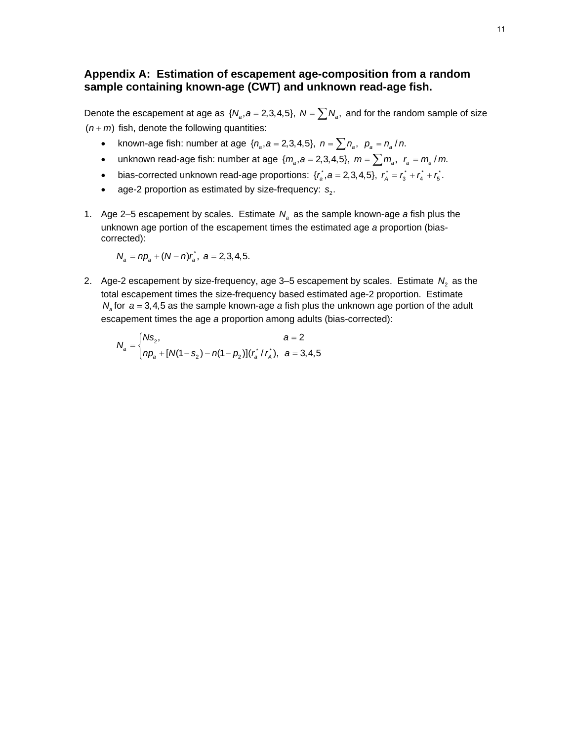## Appendix A: Estimation of escapement age-composition from a random sample containing known-age (CWT) and unknown read-age fish.

Denote the escapement at age as $\{N_a, a = 2,3,4,5\}$, $N = \sum N_a$, and for the random sample of size $(n+m)$ fish, denote the following quantities:

- known-age fish: number at age $\{n_a, a = 2,3,4,5\}$, $n = \sum n_a$, $p_a = n_a / n$.
- unknown read-age fish: number at age $\{m_a, a = 2,3,4,5\}$, $m = \sum m_a$, $r_a = m_a / m$.
- bias-corrected unknown read-age proportions: $\{r_a^*, a = 2,3,4,5\}$, $r_A^* = r_3^* + r_4^* + r_5^*$.
- age-2 proportion as estimated by size-frequency: $s_2$.

1. Age 2–5 escapement by scales. Estimate $N_a$ as the sample known-age *a* fish plus the unknown age portion of the escapement times the estimated age *a* proportion (bias-corrected):

$$N_a = np_a + (N-n)r_a^*, \; a = 2,3,4,5.$$

2. Age-2 escapement by size-frequency, age 3–5 escapement by scales. Estimate $N_2$ as the total escapement times the size-frequency based estimated age-2 proportion. Estimate $N_a$ for $a = 3,4,5$ as the sample known-age *a* fish plus the unknown age portion of the adult escapement times the age *a* proportion among adults (bias-corrected):

$$N_a = \begin{cases} Ns_2, & a = 2 \\ np_a + [N(1-s_2) - n(1-p_2)](r_a^* / r_A^*), & a = 3,4,5 \end{cases}$$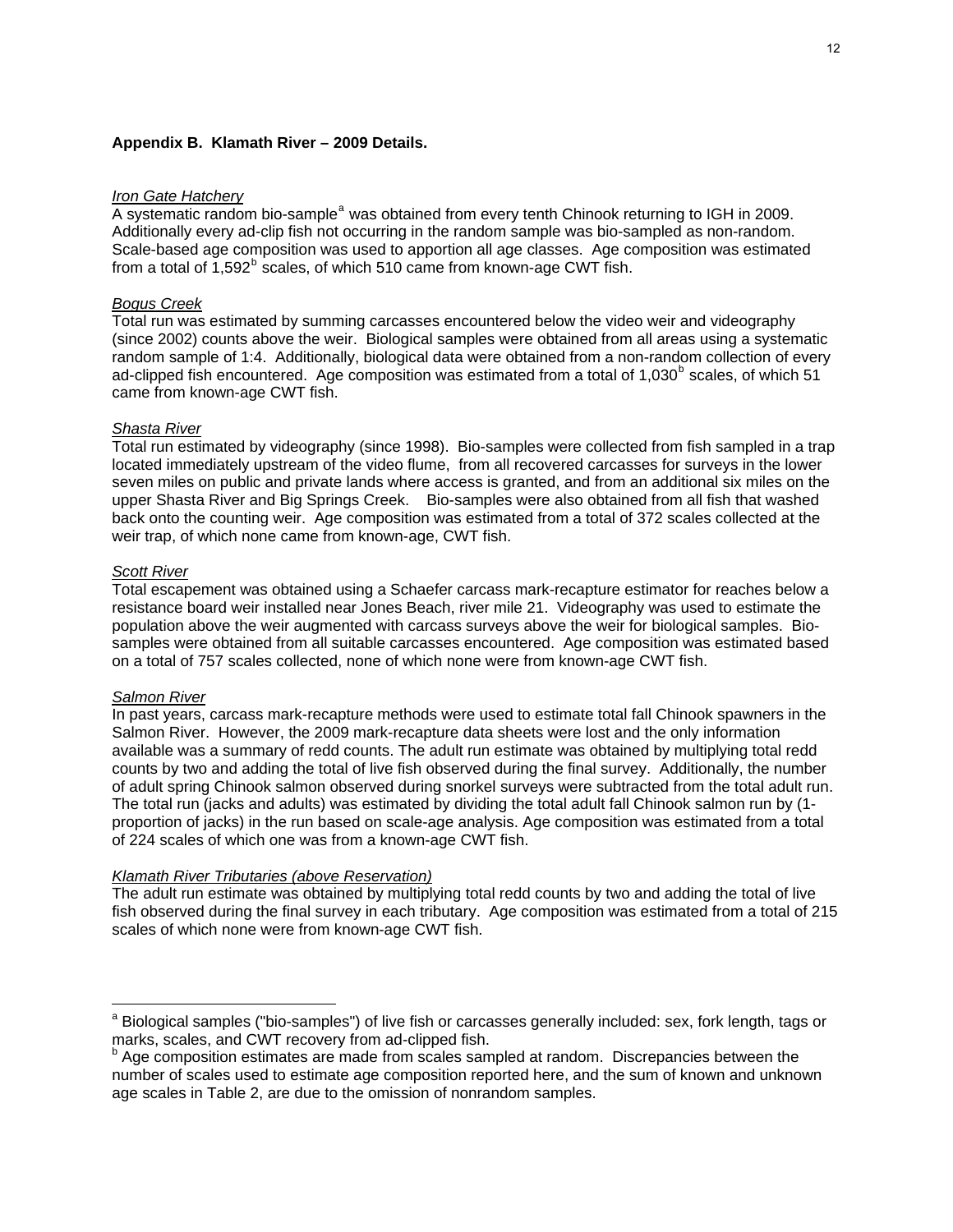**Appendix B. Klamath River – 2009 Details.**

*Iron Gate Hatchery*

A systematic random bio-sample[a] was obtained from every tenth Chinook returning to IGH in 2009. Additionally every ad-clip fish not occurring in the random sample was bio-sampled as non-random. Scale-based age composition was used to apportion all age classes. Age composition was estimated from a total of 1,592[b] scales, of which 510 came from known-age CWT fish.

*Bogus Creek*

Total run was estimated by summing carcasses encountered below the video weir and videography (since 2002) counts above the weir. Biological samples were obtained from all areas using a systematic random sample of 1:4. Additionally, biological data were obtained from a non-random collection of every ad-clipped fish encountered. Age composition was estimated from a total of 1,030[b] scales, of which 51 came from known-age CWT fish.

*Shasta River*

Total run estimated by videography (since 1998). Bio-samples were collected from fish sampled in a trap located immediately upstream of the video flume, from all recovered carcasses for surveys in the lower seven miles on public and private lands where access is granted, and from an additional six miles on the upper Shasta River and Big Springs Creek. Bio-samples were also obtained from all fish that washed back onto the counting weir. Age composition was estimated from a total of 372 scales collected at the weir trap, of which none came from known-age, CWT fish.

*Scott River*

Total escapement was obtained using a Schaefer carcass mark-recapture estimator for reaches below a resistance board weir installed near Jones Beach, river mile 21. Videography was used to estimate the population above the weir augmented with carcass surveys above the weir for biological samples. Bio-samples were obtained from all suitable carcasses encountered. Age composition was estimated based on a total of 757 scales collected, none of which none were from known-age CWT fish.

*Salmon River*

In past years, carcass mark-recapture methods were used to estimate total fall Chinook spawners in the Salmon River. However, the 2009 mark-recapture data sheets were lost and the only information available was a summary of redd counts. The adult run estimate was obtained by multiplying total redd counts by two and adding the total of live fish observed during the final survey. Additionally, the number of adult spring Chinook salmon observed during snorkel surveys were subtracted from the total adult run. The total run (jacks and adults) was estimated by dividing the total adult fall Chinook salmon run by (1-proportion of jacks) in the run based on scale-age analysis. Age composition was estimated from a total of 224 scales of which one was from a known-age CWT fish.

*Klamath River Tributaries (above Reservation)*

The adult run estimate was obtained by multiplying total redd counts by two and adding the total of live fish observed during the final survey in each tributary. Age composition was estimated from a total of 215 scales of which none were from known-age CWT fish.

---

[a] Biological samples ("bio-samples") of live fish or carcasses generally included: sex, fork length, tags or marks, scales, and CWT recovery from ad-clipped fish.

[b] Age composition estimates are made from scales sampled at random. Discrepancies between the number of scales used to estimate age composition reported here, and the sum of known and unknown age scales in Table 2, are due to the omission of nonrandom samples.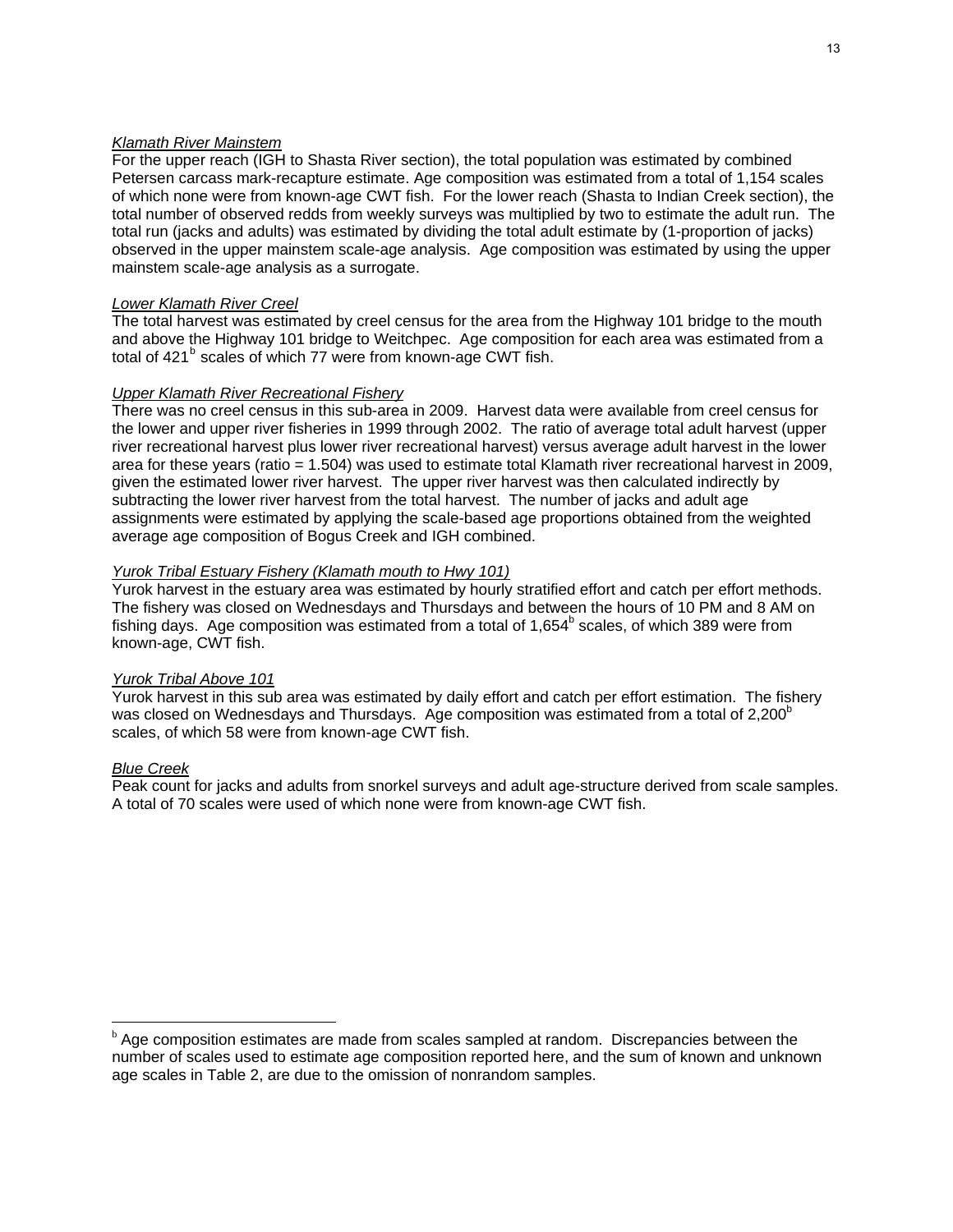*Klamath River Mainstem*
For the upper reach (IGH to Shasta River section), the total population was estimated by combined Petersen carcass mark-recapture estimate. Age composition was estimated from a total of 1,154 scales of which none were from known-age CWT fish. For the lower reach (Shasta to Indian Creek section), the total number of observed redds from weekly surveys was multiplied by two to estimate the adult run. The total run (jacks and adults) was estimated by dividing the total adult estimate by (1-proportion of jacks) observed in the upper mainstem scale-age analysis. Age composition was estimated by using the upper mainstem scale-age analysis as a surrogate.

*Lower Klamath River Creel*
The total harvest was estimated by creel census for the area from the Highway 101 bridge to the mouth and above the Highway 101 bridge to Weitchpec. Age composition for each area was estimated from a total of 421[b] scales of which 77 were from known-age CWT fish.

*Upper Klamath River Recreational Fishery*
There was no creel census in this sub-area in 2009. Harvest data were available from creel census for the lower and upper river fisheries in 1999 through 2002. The ratio of average total adult harvest (upper river recreational harvest plus lower river recreational harvest) versus average adult harvest in the lower area for these years (ratio = 1.504) was used to estimate total Klamath river recreational harvest in 2009, given the estimated lower river harvest. The upper river harvest was then calculated indirectly by subtracting the lower river harvest from the total harvest. The number of jacks and adult age assignments were estimated by applying the scale-based age proportions obtained from the weighted average age composition of Bogus Creek and IGH combined.

*Yurok Tribal Estuary Fishery (Klamath mouth to Hwy 101)*
Yurok harvest in the estuary area was estimated by hourly stratified effort and catch per effort methods. The fishery was closed on Wednesdays and Thursdays and between the hours of 10 PM and 8 AM on fishing days. Age composition was estimated from a total of 1,654[b] scales, of which 389 were from known-age, CWT fish.

*Yurok Tribal Above 101*
Yurok harvest in this sub area was estimated by daily effort and catch per effort estimation. The fishery was closed on Wednesdays and Thursdays. Age composition was estimated from a total of 2,200[b] scales, of which 58 were from known-age CWT fish.

*Blue Creek*
Peak count for jacks and adults from snorkel surveys and adult age-structure derived from scale samples. A total of 70 scales were used of which none were from known-age CWT fish.

---

[b] Age composition estimates are made from scales sampled at random. Discrepancies between the number of scales used to estimate age composition reported here, and the sum of known and unknown age scales in Table 2, are due to the omission of nonrandom samples.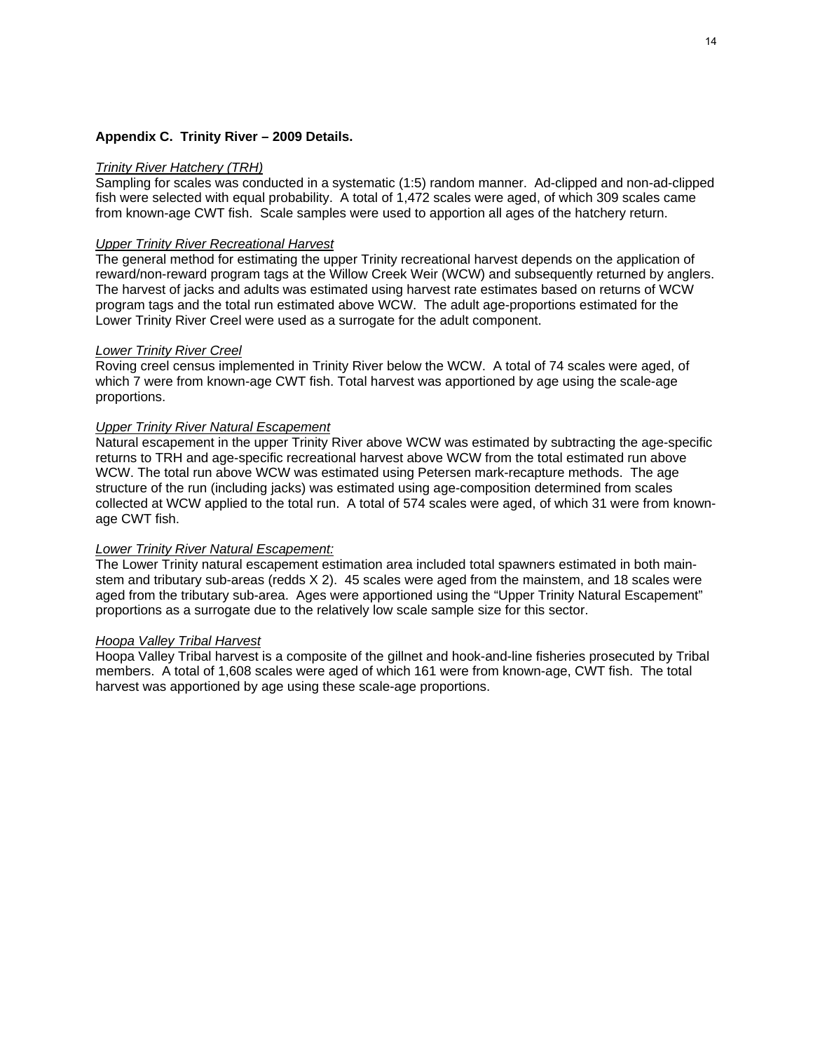**Appendix C. Trinity River – 2009 Details.**

*Trinity River Hatchery (TRH)*

Sampling for scales was conducted in a systematic (1:5) random manner. Ad-clipped and non-ad-clipped fish were selected with equal probability. A total of 1,472 scales were aged, of which 309 scales came from known-age CWT fish. Scale samples were used to apportion all ages of the hatchery return.

*Upper Trinity River Recreational Harvest*

The general method for estimating the upper Trinity recreational harvest depends on the application of reward/non-reward program tags at the Willow Creek Weir (WCW) and subsequently returned by anglers. The harvest of jacks and adults was estimated using harvest rate estimates based on returns of WCW program tags and the total run estimated above WCW. The adult age-proportions estimated for the Lower Trinity River Creel were used as a surrogate for the adult component.

*Lower Trinity River Creel*

Roving creel census implemented in Trinity River below the WCW. A total of 74 scales were aged, of which 7 were from known-age CWT fish. Total harvest was apportioned by age using the scale-age proportions.

*Upper Trinity River Natural Escapement*

Natural escapement in the upper Trinity River above WCW was estimated by subtracting the age-specific returns to TRH and age-specific recreational harvest above WCW from the total estimated run above WCW. The total run above WCW was estimated using Petersen mark-recapture methods. The age structure of the run (including jacks) was estimated using age-composition determined from scales collected at WCW applied to the total run. A total of 574 scales were aged, of which 31 were from known-age CWT fish.

*Lower Trinity River Natural Escapement:*

The Lower Trinity natural escapement estimation area included total spawners estimated in both main-stem and tributary sub-areas (redds X 2). 45 scales were aged from the mainstem, and 18 scales were aged from the tributary sub-area. Ages were apportioned using the "Upper Trinity Natural Escapement" proportions as a surrogate due to the relatively low scale sample size for this sector.

*Hoopa Valley Tribal Harvest*

Hoopa Valley Tribal harvest is a composite of the gillnet and hook-and-line fisheries prosecuted by Tribal members. A total of 1,608 scales were aged of which 161 were from known-age, CWT fish. The total harvest was apportioned by age using these scale-age proportions.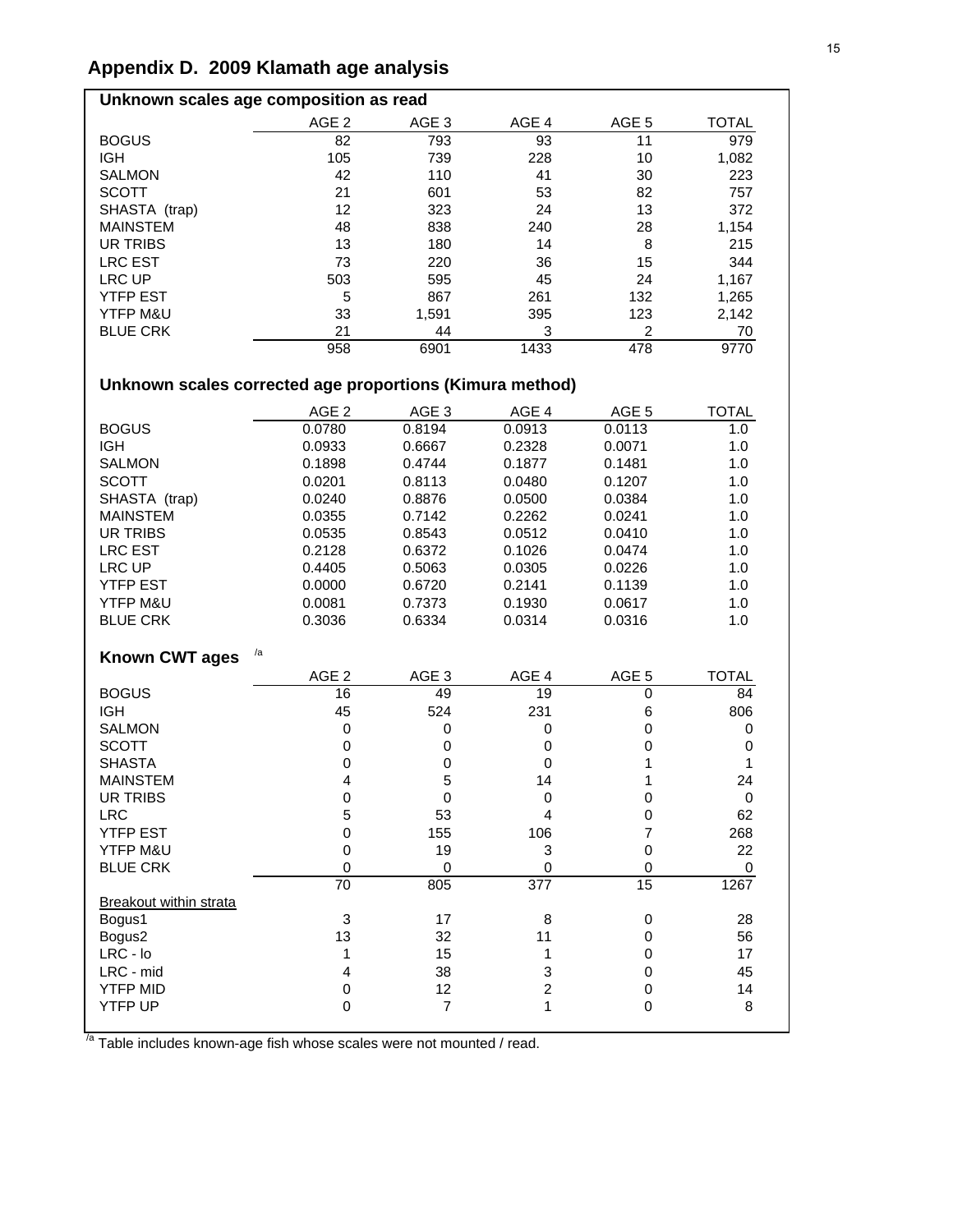# Appendix D. 2009 Klamath age analysis

## Unknown scales age composition as read

| | AGE 2 | AGE 3 | AGE 4 | AGE 5 | TOTAL |
|---|---|---|---|---|---|
| BOGUS | 82 | 793 | 93 | 11 | 979 |
| IGH | 105 | 739 | 228 | 10 | 1,082 |
| SALMON | 42 | 110 | 41 | 30 | 223 |
| SCOTT | 21 | 601 | 53 | 82 | 757 |
| SHASTA (trap) | 12 | 323 | 24 | 13 | 372 |
| MAINSTEM | 48 | 838 | 240 | 28 | 1,154 |
| UR TRIBS | 13 | 180 | 14 | 8 | 215 |
| LRC EST | 73 | 220 | 36 | 15 | 344 |
| LRC UP | 503 | 595 | 45 | 24 | 1,167 |
| YTFP EST | 5 | 867 | 261 | 132 | 1,265 |
| YTFP M&U | 33 | 1,591 | 395 | 123 | 2,142 |
| BLUE CRK | 21 | 44 | 3 | 2 | 70 |
| | 958 | 6901 | 1433 | 478 | 9770 |

## Unknown scales corrected age proportions (Kimura method)

| | AGE 2 | AGE 3 | AGE 4 | AGE 5 | TOTAL |
|---|---|---|---|---|---|
| BOGUS | 0.0780 | 0.8194 | 0.0913 | 0.0113 | 1.0 |
| IGH | 0.0933 | 0.6667 | 0.2328 | 0.0071 | 1.0 |
| SALMON | 0.1898 | 0.4744 | 0.1877 | 0.1481 | 1.0 |
| SCOTT | 0.0201 | 0.8113 | 0.0480 | 0.1207 | 1.0 |
| SHASTA (trap) | 0.0240 | 0.8876 | 0.0500 | 0.0384 | 1.0 |
| MAINSTEM | 0.0355 | 0.7142 | 0.2262 | 0.0241 | 1.0 |
| UR TRIBS | 0.0535 | 0.8543 | 0.0512 | 0.0410 | 1.0 |
| LRC EST | 0.2128 | 0.6372 | 0.1026 | 0.0474 | 1.0 |
| LRC UP | 0.4405 | 0.5063 | 0.0305 | 0.0226 | 1.0 |
| YTFP EST | 0.0000 | 0.6720 | 0.2141 | 0.1139 | 1.0 |
| YTFP M&U | 0.0081 | 0.7373 | 0.1930 | 0.0617 | 1.0 |
| BLUE CRK | 0.3036 | 0.6334 | 0.0314 | 0.0316 | 1.0 |

## Known CWT ages [/a]

| | AGE 2 | AGE 3 | AGE 4 | AGE 5 | TOTAL |
|---|---|---|---|---|---|
| BOGUS | 16 | 49 | 19 | 0 | 84 |
| IGH | 45 | 524 | 231 | 6 | 806 |
| SALMON | 0 | 0 | 0 | 0 | 0 |
| SCOTT | 0 | 0 | 0 | 0 | 0 |
| SHASTA | 0 | 0 | 0 | 1 | 1 |
| MAINSTEM | 4 | 5 | 14 | 1 | 24 |
| UR TRIBS | 0 | 0 | 0 | 0 | 0 |
| LRC | 5 | 53 | 4 | 0 | 62 |
| YTFP EST | 0 | 155 | 106 | 7 | 268 |
| YTFP M&U | 0 | 19 | 3 | 0 | 22 |
| BLUE CRK | 0 | 0 | 0 | 0 | 0 |
| | 70 | 805 | 377 | 15 | 1267 |
| Breakout within strata | | | | | |
| Bogus1 | 3 | 17 | 8 | 0 | 28 |
| Bogus2 | 13 | 32 | 11 | 0 | 56 |
| LRC - lo | 1 | 15 | 1 | 0 | 17 |
| LRC - mid | 4 | 38 | 3 | 0 | 45 |
| YTFP MID | 0 | 12 | 2 | 0 | 14 |
| YTFP UP | 0 | 7 | 1 | 0 | 8 |

[/a] Table includes known-age fish whose scales were not mounted / read.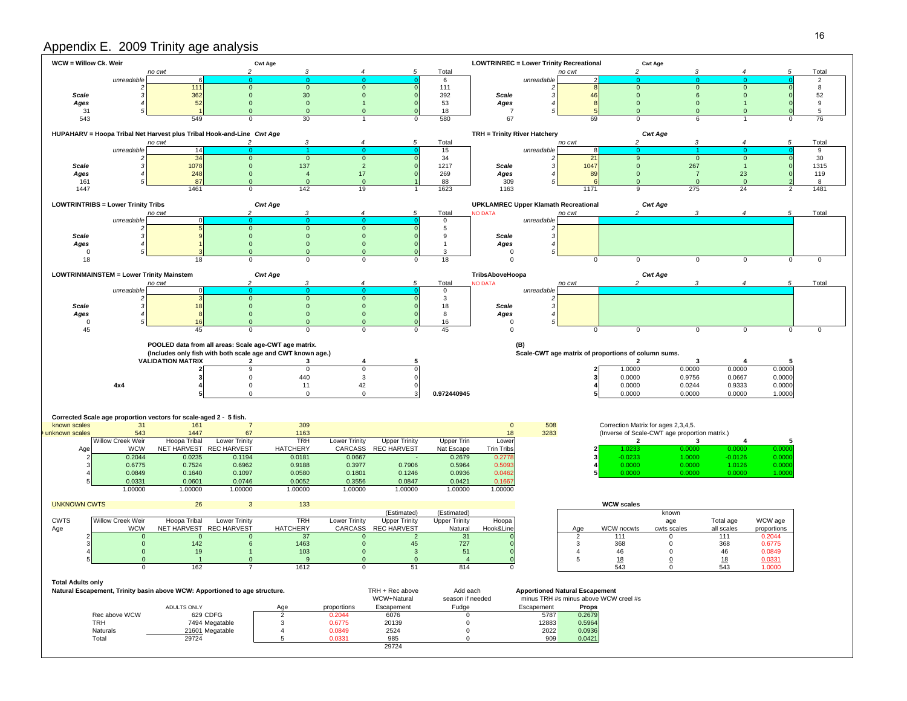# Appendix E. 2009 Trinity age analysis

**WCW = Willow Ck. Weir**

| | | no cwt | Cwt Age 2 | 3 | 4 | 5 | Total |
|---|---|---|---|---|---|---|---|
| | unreadable | 6 | 0 | 0 | 0 | 0 | 6 |
| | 2 | 111 | 0 | 0 | 0 | 0 | 111 |
| Scale | 3 | 362 | 0 | 30 | 0 | 0 | 392 |
| Ages | 4 | 52 | 0 | 0 | 1 | 0 | 53 |
| 31 | 5 | 1 | 0 | 0 | 0 | 0 | 18 |
| 543 | | 549 | 0 | 30 | 1 | 0 | 580 |

**LOWTRINREC = Lower Trinity Recreational**

| | | no cwt | Cwt Age 2 | 3 | 4 | 5 | Total |
|---|---|---|---|---|---|---|---|
| | unreadable | 2 | 0 | 0 | 0 | 0 | 2 |
| | 2 | 8 | 0 | 0 | 0 | 0 | 8 |
| Scale | 3 | 46 | 0 | 6 | 0 | 0 | 52 |
| Ages | 4 | 8 | 0 | 0 | 1 | 0 | 9 |
| 7 | 5 | 5 | 0 | 0 | 0 | 0 | 5 |
| 67 | | 69 | 0 | 6 | 1 | 0 | 76 |

**HUPAHARV = Hoopa Tribal Net Harvest plus Tribal Hook-and-Line**

| | | no cwt | Cwt Age 2 | 3 | 4 | 5 | Total |
|---|---|---|---|---|---|---|---|
| | unreadable | 14 | 0 | 1 | 0 | 0 | 15 |
| | 2 | 34 | 0 | 0 | 0 | 0 | 34 |
| Scale | 3 | 1078 | 0 | 137 | 2 | 0 | 1217 |
| Ages | 4 | 248 | 0 | 4 | 17 | 0 | 269 |
| 161 | 5 | 87 | 0 | 0 | 0 | 1 | 88 |
| 1447 | | 1461 | 0 | 142 | 19 | 1 | 1623 |

**TRH = Trinity River Hatchery**

| | | no cwt | Cwt Age 2 | 3 | 4 | 5 | Total |
|---|---|---|---|---|---|---|---|
| | unreadable | 8 | 0 | 1 | 0 | 0 | 9 |
| | 2 | 21 | 9 | 0 | 0 | 0 | 30 |
| Scale | 3 | 1047 | 0 | 267 | 1 | 0 | 1315 |
| Ages | 4 | 89 | 0 | 7 | 23 | 0 | 119 |
| 309 | 5 | 6 | 0 | 0 | 0 | 2 | 8 |
| 1163 | | 1171 | 9 | 275 | 24 | 2 | 1481 |

**LOWTRINTRIBS = Lower Trinity Tribs**

| | | no cwt | Cwt Age 2 | 3 | 4 | 5 | Total |
|---|---|---|---|---|---|---|---|
| | unreadable | 0 | 0 | 0 | 0 | 0 | 0 |
| | 2 | 5 | 0 | 0 | 0 | 0 | 5 |
| Scale | 3 | 9 | 0 | 0 | 0 | 0 | 9 |
| Ages | 4 | 1 | 0 | 0 | 0 | 0 | 1 |
| 0 | 5 | 3 | 0 | 0 | 0 | 0 | 3 |
| 18 | | 18 | 0 | 0 | 0 | 0 | 18 |

**UPKLAMREC Upper Klamath Recreational** — NO DATA

| | | no cwt | Cwt Age 2 | 3 | 4 | 5 | Total |
|---|---|---|---|---|---|---|---|
| | unreadable | | | | | | |
| | 2 | | | | | | |
| Scale | 3 | | | | | | |
| Ages | 4 | | | | | | |
| 0 | 5 | | | | | | |
| 0 | | 0 | 0 | 0 | 0 | 0 | 0 |

**LOWTRINMAINSTEM = Lower Trinity Mainstem**

| | | no cwt | Cwt Age 2 | 3 | 4 | 5 | Total |
|---|---|---|---|---|---|---|---|
| | unreadable | 0 | 0 | 0 | 0 | 0 | 0 |
| | 2 | 3 | 0 | 0 | 0 | 0 | 3 |
| Scale | 3 | 18 | 0 | 0 | 0 | 0 | 18 |
| Ages | 4 | 8 | 0 | 0 | 0 | 0 | 8 |
| 0 | 5 | 16 | 0 | 0 | 0 | 0 | 16 |
| 45 | | 45 | 0 | 0 | 0 | 0 | 45 |

**TribsAboveHoopa** — NO DATA

| | | no cwt | Cwt Age 2 | 3 | 4 | 5 | Total |
|---|---|---|---|---|---|---|---|
| | unreadable | | | | | | |
| | 2 | | | | | | |
| Scale | 3 | | | | | | |
| Ages | 4 | | | | | | |
| 0 | 5 | | | | | | |
| 0 | | 0 | 0 | 0 | 0 | 0 | 0 |

**POOLED data from all areas: Scale age-CWT age matrix.**
**(Includes only fish with both scale age and CWT known age.)**

| VALIDATION MATRIX | 2 | 3 | 4 | 5 |
|---|---|---|---|---|
| 2 | 9 | 0 | 0 | 0 |
| 3 | 0 | 440 | 3 | 0 |
| 4x4 &nbsp; 4 | 0 | 11 | 42 | 0 |
| 5 | 0 | 0 | 0 | 3 |

0.972440945

**(B)**
**Scale-CWT age matrix of proportions of column sums.**

| | 2 | 3 | 4 | 5 |
|---|---|---|---|---|
| 2 | 1.0000 | 0.0000 | 0.0000 | 0.0000 |
| 3 | 0.0000 | 0.9756 | 0.0667 | 0.0000 |
| 4 | 0.0000 | 0.0244 | 0.9333 | 0.0000 |
| 5 | 0.0000 | 0.0000 | 0.0000 | 1.0000 |

**Corrected Scale age proportion vectors for scale-aged 2 - 5 fish.**

| | Willow Creek Weir WCW | Hoopa Tribal NET HARVEST | Lower Trinity REC HARVEST | TRH HATCHERY | Lower Trinity CARCASS | Upper Trinity REC HARVEST | Upper Trin Nat Escape | Lower Trin Tribs | |
|---|---|---|---|---|---|---|---|---|---|
| known scales | 31 | 161 | 7 | 309 | | | | 0 | 508 |
| # unknown scales | 543 | 1447 | 67 | 1163 | | | | 18 | 3283 |
| Age 2 | 0.2044 | 0.0235 | 0.1194 | 0.0181 | 0.0667 | - | 0.2679 | 0.2778 | |
| 3 | 0.6775 | 0.7524 | 0.6962 | 0.9188 | 0.3977 | 0.7906 | 0.5964 | 0.5093 | |
| 4 | 0.0849 | 0.1640 | 0.1097 | 0.0580 | 0.1801 | 0.1246 | 0.0936 | 0.0462 | |
| 5 | 0.0331 | 0.0601 | 0.0746 | 0.0052 | 0.3556 | 0.0847 | 0.0421 | 0.1667 | |
| | 1.00000 | 1.00000 | 1.00000 | 1.00000 | 1.00000 | 1.00000 | 1.00000 | 1.00000 | |

Correction Matrix for ages 2,3,4,5.
(Inverse of Scale-CWT age proportion matrix.)

| | 2 | 3 | 4 | 5 |
|---|---|---|---|---|
| 2 | 1.0233 | 0.0000 | 0.0000 | 0.0000 |
| 3 | -0.0233 | 1.0000 | -0.0126 | 0.0000 |
| 4 | 0.0000 | 0.0000 | 1.0126 | 0.0000 |
| 5 | 0.0000 | 0.0000 | 0.0000 | 1.0000 |

**UNKNOWN CWTS**

| CWTS Age | Willow Creek Weir WCW | Hoopa Tribal NET HARVEST | Lower Trinity REC HARVEST | TRH HATCHERY | Lower Trinity CARCASS | (Estimated) Upper Trinity REC HARVEST | (Estimated) Upper Trinity Natural | Hoopa Hook&Line |
|---|---|---|---|---|---|---|---|---|
| | | 26 | 3 | 133 | | | | |
| 2 | 0 | 0 | 0 | 37 | 0 | 2 | 31 | 0 |
| 3 | 0 | 142 | 6 | 1463 | 0 | 45 | 727 | 0 |
| 4 | 0 | 19 | 1 | 103 | 0 | 3 | 51 | 0 |
| 5 | 0 | 1 | 0 | 9 | 0 | 0 | 4 | 0 |
| | 0 | 162 | 7 | 1612 | 0 | 51 | 814 | 0 |

**WCW scales**

| Age | WCW nocwts | known age cwts scales | Total age all scales | WCW age proportions |
|---|---|---|---|---|
| 2 | 111 | 0 | 111 | 0.2044 |
| 3 | 368 | 0 | 368 | 0.6775 |
| 4 | 46 | 0 | 46 | 0.0849 |
| 5 | 18 | 0 | 18 | 0.0331 |
| | 543 | 0 | 543 | 1.0000 |

**Total Adults only**
**Natural Escapement, Trinity basin above WCW: Apportioned to age structure.**

| | ADULTS ONLY | | Age | proportions | TRH + Rec above WCW+Natural Escapement | Add each season if needed Fudge | Apportioned Natural Escapement (minus TRH #s minus above WCW creel #s) Escapement | Props |
|---|---|---|---|---|---|---|---|---|
| Rec above WCW | 629 | CDFG | 2 | 0.2044 | 6076 | 0 | 5787 | 0.2679 |
| TRH | 7494 | Megatable | 3 | 0.6775 | 20139 | 0 | 12883 | 0.5964 |
| Naturals | 21601 | Megatable | 4 | 0.0849 | 2524 | 0 | 2022 | 0.0936 |
| Total | 29724 | | 5 | 0.0331 | 985 | 0 | 909 | 0.0421 |
| | | | | | 29724 | | | |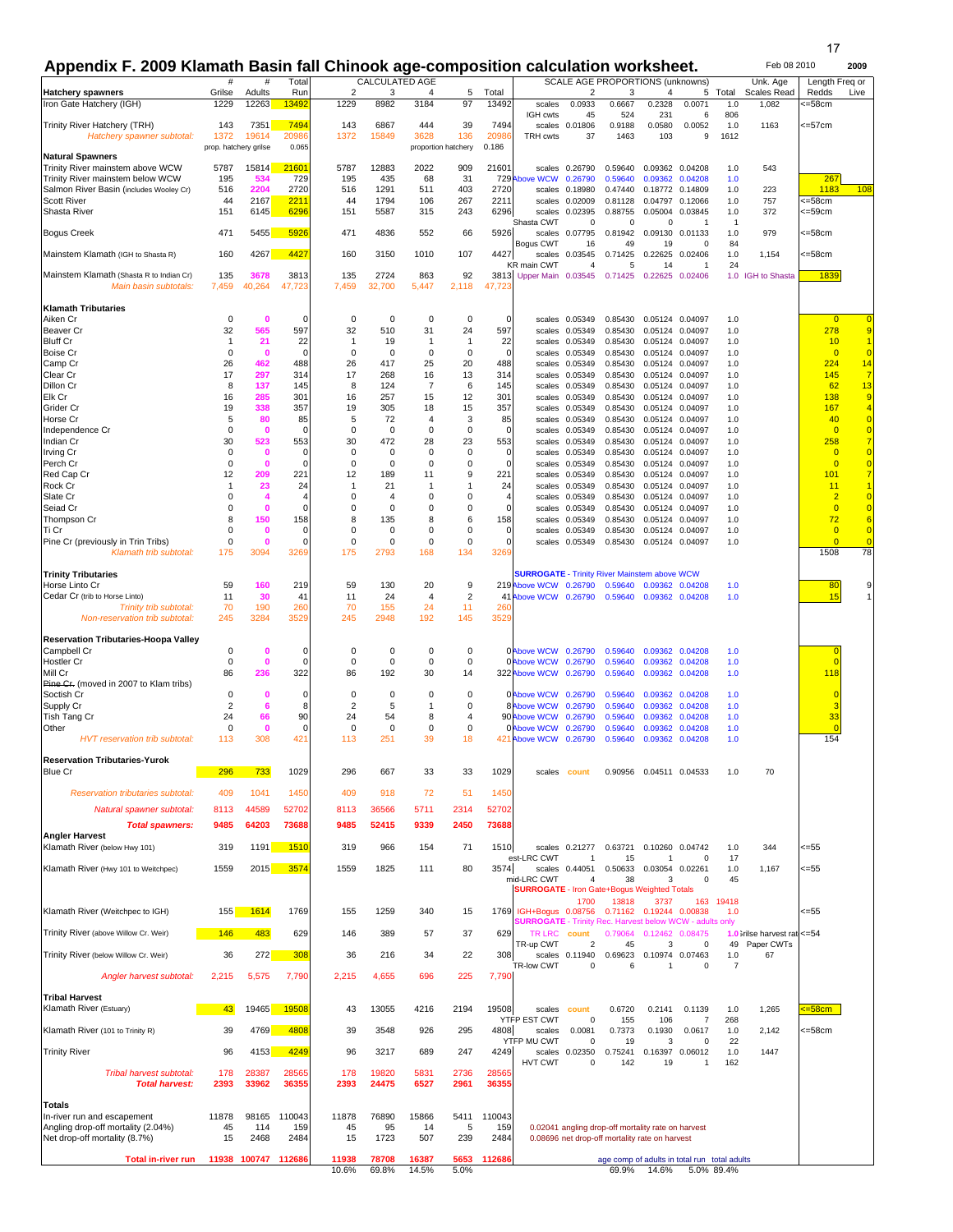# Appendix F. 2009 Klamath Basin fall Chinook age-composition calculation worksheet.

Feb 08 2010 — 2009

| | # | # | Total | CALCULATED AGE | | | | | SCALE AGE PROPORTIONS (unknowns) | | | | | | Unk. Age | Length Freq or | |
|---|---|---|---|---|---|---|---|---|---|---|---|---|---|---|---|---|---|
| **Hatchery spawners** | **Grilse** | **Adults** | **Run** | **2** | **3** | **4** | **5** | **Total** | | **2** | **3** | **4** | **5** | **Total** | **Scales Read** | **Redds** | **Live** |
| Iron Gate Hatchery (IGH) | 1229 | 12263 | 13492 | 1229 | 8982 | 3184 | 97 | 13492 | scales | 0.0933 | 0.6667 | 0.2328 | 0.0071 | 1.0 | 1,082 | <=58cm | |
| | | | | | | | | | IGH cwts | 45 | 524 | 231 | 6 | 806 | | | |
| Trinity River Hatchery (TRH) | 143 | 7351 | 7494 | 143 | 6867 | 444 | 39 | 7494 | scales | 0.01806 | 0.9188 | 0.0580 | 0.0052 | 1.0 | 1163 | <=57cm | |
| *Hatchery spawner subtotal:* | 1372 | 19614 | 20986 | 1372 | 15849 | 3628 | 136 | 20986 | TRH cwts | 37 | 1463 | 103 | 9 | 1612 | | | |
| | prop. hatchery grilse | | 0.065 | | | proportion hatchery | | 0.186 | | | | | | | | | |
| **Natural Spawners** | | | | | | | | | | | | | | | | | |
| Trinity River mainstem above WCW | 5787 | 15814 | 21601 | 5787 | 12883 | 2022 | 909 | 21601 | scales | 0.26790 | 0.59640 | 0.09362 | 0.04208 | 1.0 | 543 | | |
| Trinity River mainstem below WCW | 195 | 534 | 729 | 195 | 435 | 68 | 31 | 729 | Above WCW | 0.26790 | 0.59640 | 0.09362 | 0.04208 | 1.0 | | 267 | |
| Salmon River Basin (includes Wooley Cr) | 516 | 2204 | 2720 | 516 | 1291 | 511 | 403 | 2720 | scales | 0.18980 | 0.47440 | 0.18772 | 0.14809 | 1.0 | 223 | 1183 | 108 |
| Scott River | 44 | 2167 | 2211 | 44 | 1794 | 106 | 267 | 2211 | scales | 0.02009 | 0.81128 | 0.04797 | 0.12066 | 1.0 | 757 | <=58cm | |
| Shasta River | 151 | 6145 | 6296 | 151 | 5587 | 315 | 243 | 6296 | scales | 0.02395 | 0.88755 | 0.05004 | 0.03845 | 1.0 | 372 | <=59cm | |
| | | | | | | | | | Shasta CWT | 0 | 0 | 0 | 1 | 1 | | | |
| Bogus Creek | 471 | 5455 | 5926 | 471 | 4836 | 552 | 66 | 5926 | scales | 0.07795 | 0.81942 | 0.09130 | 0.01133 | 1.0 | 979 | <=58cm | |
| | | | | | | | | | Bogus CWT | 16 | 49 | 19 | 0 | 84 | | | |
| Mainstem Klamath (IGH to Shasta R) | 160 | 4267 | 4427 | 160 | 3150 | 1010 | 107 | 4427 | scales | 0.03545 | 0.71425 | 0.22625 | 0.02406 | 1.0 | 1,154 | <=58cm | |
| | | | | | | | | | KR main CWT | 4 | 5 | 14 | 1 | 24 | | | |
| Mainstem Klamath (Shasta R to Indian Cr) | 135 | 3678 | 3813 | 135 | 2724 | 863 | 92 | 3813 | Upper Main | 0.03545 | 0.71425 | 0.22625 | 0.02406 | 1.0 | IGH to Shasta | 1839 | |
| *Main basin subtotals:* | 7,459 | 40,264 | 47,723 | 7,459 | 32,700 | 5,447 | 2,118 | 47,723 | | | | | | | | | |
| **Klamath Tributaries** | | | | | | | | | | | | | | | | | |
| Aiken Cr | 0 | 0 | 0 | 0 | 0 | 0 | 0 | 0 | scales | 0.05349 | 0.85430 | 0.05124 | 0.04097 | 1.0 | | 0 | 0 |
| Beaver Cr | 32 | 565 | 597 | 32 | 510 | 31 | 24 | 597 | scales | 0.05349 | 0.85430 | 0.05124 | 0.04097 | 1.0 | | 278 | 9 |
| Bluff Cr | 1 | 21 | 22 | 1 | 19 | 1 | 1 | 22 | scales | 0.05349 | 0.85430 | 0.05124 | 0.04097 | 1.0 | | 10 | 1 |
| Boise Cr | 0 | 0 | 0 | 0 | 0 | 0 | 0 | 0 | scales | 0.05349 | 0.85430 | 0.05124 | 0.04097 | 1.0 | | 0 | 0 |
| Camp Cr | 26 | 462 | 488 | 26 | 417 | 25 | 20 | 488 | scales | 0.05349 | 0.85430 | 0.05124 | 0.04097 | 1.0 | | 224 | 14 |
| Clear Cr | 17 | 297 | 314 | 17 | 268 | 16 | 13 | 314 | scales | 0.05349 | 0.85430 | 0.05124 | 0.04097 | 1.0 | | 145 | 7 |
| Dillon Cr | 8 | 137 | 145 | 8 | 124 | 7 | 6 | 145 | scales | 0.05349 | 0.85430 | 0.05124 | 0.04097 | 1.0 | | 62 | 13 |
| Elk Cr | 16 | 285 | 301 | 16 | 257 | 15 | 12 | 301 | scales | 0.05349 | 0.85430 | 0.05124 | 0.04097 | 1.0 | | 138 | 9 |
| Grider Cr | 19 | 338 | 357 | 19 | 305 | 18 | 15 | 357 | scales | 0.05349 | 0.85430 | 0.05124 | 0.04097 | 1.0 | | 167 | 4 |
| Horse Cr | 5 | 80 | 85 | 5 | 72 | 4 | 3 | 85 | scales | 0.05349 | 0.85430 | 0.05124 | 0.04097 | 1.0 | | 40 | 0 |
| Independence Cr | 0 | 0 | 0 | 0 | 0 | 0 | 0 | 0 | scales | 0.05349 | 0.85430 | 0.05124 | 0.04097 | 1.0 | | 0 | 0 |
| Indian Cr | 30 | 523 | 553 | 30 | 472 | 28 | 23 | 553 | scales | 0.05349 | 0.85430 | 0.05124 | 0.04097 | 1.0 | | 258 | 7 |
| Irving Cr | 0 | 0 | 0 | 0 | 0 | 0 | 0 | 0 | scales | 0.05349 | 0.85430 | 0.05124 | 0.04097 | 1.0 | | 0 | 0 |
| Perch Cr | 0 | 0 | 0 | 0 | 0 | 0 | 0 | 0 | scales | 0.05349 | 0.85430 | 0.05124 | 0.04097 | 1.0 | | 0 | 0 |
| Red Cap Cr | 12 | 209 | 221 | 12 | 189 | 11 | 9 | 221 | scales | 0.05349 | 0.85430 | 0.05124 | 0.04097 | 1.0 | | 101 | 7 |
| Rock Cr | 1 | 23 | 24 | 1 | 21 | 1 | 1 | 24 | scales | 0.05349 | 0.85430 | 0.05124 | 0.04097 | 1.0 | | 11 | 1 |
| Slate Cr | 0 | 4 | 4 | 0 | 4 | 0 | 0 | 4 | scales | 0.05349 | 0.85430 | 0.05124 | 0.04097 | 1.0 | | 2 | 0 |
| Seiad Cr | 0 | 0 | 0 | 0 | 0 | 0 | 0 | 0 | scales | 0.05349 | 0.85430 | 0.05124 | 0.04097 | 1.0 | | 0 | 0 |
| Thompson Cr | 8 | 150 | 158 | 8 | 135 | 8 | 6 | 158 | scales | 0.05349 | 0.85430 | 0.05124 | 0.04097 | 1.0 | | 72 | 6 |
| Ti Cr | 0 | 0 | 0 | 0 | 0 | 0 | 0 | 0 | scales | 0.05349 | 0.85430 | 0.05124 | 0.04097 | 1.0 | | 0 | 0 |
| Pine Cr (previously in Trin Tribs) | 0 | 0 | 0 | 0 | 0 | 0 | 0 | 0 | scales | 0.05349 | 0.85430 | 0.05124 | 0.04097 | 1.0 | | 0 | 0 |
| *Klamath trib subtotal:* | 175 | 3094 | 3269 | 175 | 2793 | 168 | 134 | 3269 | | | | | | | | 1508 | 78 |
| **Trinity Tributaries** | | | | | | | | | SURROGATE - Trinity River Mainstem above WCW | | | | | | | | |
| Horse Linto Cr | 59 | 160 | 219 | 59 | 130 | 20 | 9 | 219 | Above WCW | 0.26790 | 0.59640 | 0.09362 | 0.04208 | 1.0 | | 80 | 9 |
| Cedar Cr (trib to Horse Linto) | 11 | 30 | 41 | 11 | 24 | 4 | 2 | 41 | Above WCW | 0.26790 | 0.59640 | 0.09362 | 0.04208 | 1.0 | | 15 | 1 |
| *Trinity trib subtotal:* | 70 | 190 | 260 | 70 | 155 | 24 | 11 | 260 | | | | | | | | | |
| *Non-reservation trib subtotal:* | 245 | 3284 | 3529 | 245 | 2948 | 192 | 145 | 3529 | | | | | | | | | |
| **Reservation Tributaries-Hoopa Valley** | | | | | | | | | | | | | | | | | |
| Campbell Cr | 0 | 0 | 0 | 0 | 0 | 0 | 0 | 0 | Above WCW | 0.26790 | 0.59640 | 0.09362 | 0.04208 | 1.0 | | 0 | |
| Hostler Cr | 0 | 0 | 0 | 0 | 0 | 0 | 0 | 0 | Above WCW | 0.26790 | 0.59640 | 0.09362 | 0.04208 | 1.0 | | 0 | |
| Mill Cr | 86 | 236 | 322 | 86 | 192 | 30 | 14 | 322 | Above WCW | 0.26790 | 0.59640 | 0.09362 | 0.04208 | 1.0 | | 118 | |
| ~~Pine Cr.~~ (moved in 2007 to Klam tribs) | | | | | | | | | | | | | | | | | |
| Soctish Cr | 0 | 0 | 0 | 0 | 0 | 0 | 0 | 0 | Above WCW | 0.26790 | 0.59640 | 0.09362 | 0.04208 | 1.0 | | 0 | |
| Supply Cr | 2 | 6 | 8 | 2 | 5 | 1 | 0 | 8 | Above WCW | 0.26790 | 0.59640 | 0.09362 | 0.04208 | 1.0 | | 3 | |
| Tish Tang Cr | 24 | 66 | 90 | 24 | 54 | 8 | 4 | 90 | Above WCW | 0.26790 | 0.59640 | 0.09362 | 0.04208 | 1.0 | | 33 | |
| Other | 0 | 0 | 0 | 0 | 0 | 0 | 0 | 0 | Above WCW | 0.26790 | 0.59640 | 0.09362 | 0.04208 | 1.0 | | 0 | |
| *HVT reservation trib subtotal:* | 113 | 308 | 421 | 113 | 251 | 39 | 18 | 421 | Above WCW | 0.26790 | 0.59640 | 0.09362 | 0.04208 | 1.0 | | 154 | |
| **Reservation Tributaries-Yurok** | | | | | | | | | | | | | | | | | |
| Blue Cr | 296 | 733 | 1029 | 296 | 667 | 33 | 33 | 1029 | scales | count | 0.90956 | 0.04511 | 0.04533 | 1.0 | 70 | | |
| *Reservation tributaries subtotal:* | 409 | 1041 | 1450 | 409 | 918 | 72 | 51 | 1450 | | | | | | | | | |
| *Natural spawner subtotal:* | 8113 | 44589 | 52702 | 8113 | 36566 | 5711 | 2314 | 52702 | | | | | | | | | |
| ***Total spawners:*** | **9485** | **64203** | **73688** | **9485** | **52415** | **9339** | **2450** | **73688** | | | | | | | | | |
| **Angler Harvest** | | | | | | | | | | | | | | | | | |
| Klamath River (below Hwy 101) | 319 | 1191 | 1510 | 319 | 966 | 154 | 71 | 1510 | scales | 0.21277 | 0.63721 | 0.10260 | 0.04742 | 1.0 | 344 | <=55 | |
| | | | | | | | | | est-LRC CWT | 1 | 15 | 1 | 0 | 17 | | | |
| Klamath River (Hwy 101 to Weitchpec) | 1559 | 2015 | 3574 | 1559 | 1825 | 111 | 80 | 3574 | scales | 0.44051 | 0.50633 | 0.03054 | 0.02261 | 1.0 | 1,167 | <=55 | |
| | | | | | | | | | mid-LRC CWT | 4 | 38 | 3 | 0 | 45 | | | |
| | | | | | | | | | SURROGATE - Iron Gate+Bogus Weighted Totals | | | | | | | | |
| | | | | | | | | | | 1700 | 13818 | 3737 | 163 | 19418 | | | |
| Klamath River (Weitchpec to IGH) | 155 | 1614 | 1769 | 155 | 1259 | 340 | 15 | 1769 | IGH+Bogus | 0.08756 | 0.71162 | 0.19244 | 0.00838 | 1.0 | | <=55 | |
| | | | | | | | | | SURROGATE - Trinity Rec. Harvest below WCW - adults only | | | | | | | | |
| Trinity River (above Willow Cr. Weir) | 146 | 483 | 629 | 146 | 389 | 57 | 37 | 629 | TR LRC | count | 0.79064 | 0.12462 | 0.08475 | 1.0 | Grilse harvest rate | <=54 | |
| | | | | | | | | | TR-up CWT | 2 | 45 | 3 | 0 | 49 | Paper CWTs | | |
| Trinity River (below Willow Cr. Weir) | 36 | 272 | 308 | 36 | 216 | 34 | 22 | 308 | scales | 0.11940 | 0.69623 | 0.10974 | 0.07463 | 1.0 | 67 | | |
| | | | | | | | | | TR-low CWT | 0 | 6 | 1 | 0 | 7 | | | |
| *Angler harvest subtotal:* | 2,215 | 5,575 | 7,790 | 2,215 | 4,655 | 696 | 225 | 7,790 | | | | | | | | | |
| **Tribal Harvest** | | | | | | | | | | | | | | | | | |
| Klamath River (Estuary) | 43 | 19465 | 19508 | 43 | 13055 | 4216 | 2194 | 19508 | scales | count | 0.6720 | 0.2141 | 0.1139 | 1.0 | 1,265 | <=58cm | |
| | | | | | | | | | YTFP EST CWT | 0 | 155 | 106 | 7 | 268 | | | |
| Klamath River (101 to Trinity R) | 39 | 4769 | 4808 | 39 | 3548 | 926 | 295 | 4808 | scales | 0.0081 | 0.7373 | 0.1930 | 0.0617 | 1.0 | 2,142 | <=58cm | |
| | | | | | | | | | YTFP MU CWT | 0 | 19 | 3 | 0 | 22 | | | |
| Trinity River | 96 | 4153 | 4249 | 96 | 3217 | 689 | 247 | 4249 | scales | 0.02350 | 0.75241 | 0.16397 | 0.06012 | 1.0 | 1447 | | |
| | | | | | | | | | HVT CWT | 0 | 142 | 19 | 1 | 162 | | | |
| *Tribal harvest subtotal:* | 178 | 28387 | 28565 | 178 | 19820 | 5831 | 2736 | 28565 | | | | | | | | | |
| ***Total harvest:*** | **2393** | **33962** | **36355** | **2393** | **24475** | **6527** | **2961** | **36355** | | | | | | | | | |
| **Totals** | | | | | | | | | | | | | | | | | |
| In-river run and escapement | 11878 | 98165 | 110043 | 11878 | 76890 | 15866 | 5411 | 110043 | | | | | | | | | |
| Angling drop-off mortality (2.04%) | 45 | 114 | 159 | 45 | 95 | 14 | 5 | 159 | 0.02041 angling drop-off mortality rate on harvest | | | | | | | | |
| Net drop-off mortality (8.7%) | 15 | 2468 | 2484 | 15 | 1723 | 507 | 239 | 2484 | 0.08696 net drop-off mortality rate on harvest | | | | | | | | |
| **Total in-river run** | **11938** | **100747** | **112686** | **11938** | **78708** | **16387** | **5653** | **112686** | | | age comp of adults in total run | | | total adults | | | |
| | | | | 10.6% | 69.8% | 14.5% | 5.0% | | | | 69.9% | 14.6% | 5.0% | 89.4% | | | |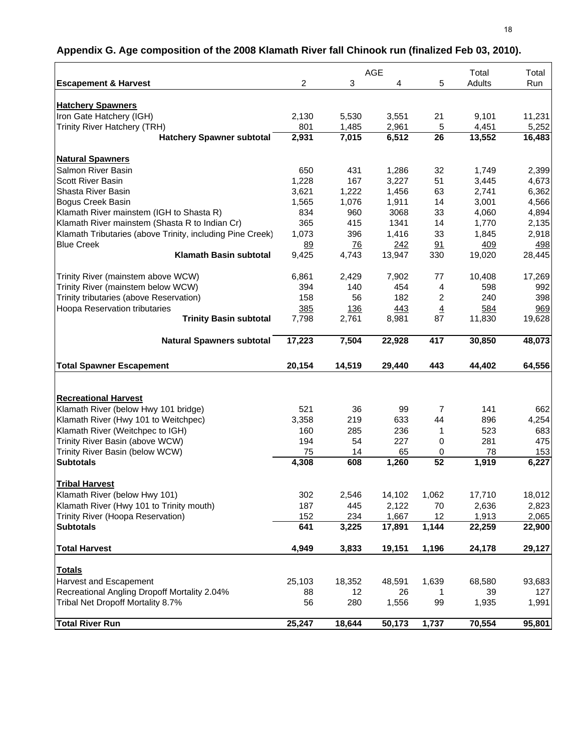## Appendix G. Age composition of the 2008 Klamath River fall Chinook run (finalized Feb 03, 2010).

| | AGE | | | | Total | Total |
|---|---|---|---|---|---|---|
| **Escapement & Harvest** | 2 | 3 | 4 | 5 | Adults | Run |
| **Hatchery Spawners** | | | | | | |
| Iron Gate Hatchery (IGH) | 2,130 | 5,530 | 3,551 | 21 | 9,101 | 11,231 |
| Trinity River Hatchery (TRH) | 801 | 1,485 | 2,961 | 5 | 4,451 | 5,252 |
| **Hatchery Spawner subtotal** | **2,931** | **7,015** | **6,512** | **26** | **13,552** | **16,483** |
| **Natural Spawners** | | | | | | |
| Salmon River Basin | 650 | 431 | 1,286 | 32 | 1,749 | 2,399 |
| Scott River Basin | 1,228 | 167 | 3,227 | 51 | 3,445 | 4,673 |
| Shasta River Basin | 3,621 | 1,222 | 1,456 | 63 | 2,741 | 6,362 |
| Bogus Creek Basin | 1,565 | 1,076 | 1,911 | 14 | 3,001 | 4,566 |
| Klamath River mainstem (IGH to Shasta R) | 834 | 960 | 3068 | 33 | 4,060 | 4,894 |
| Klamath River mainstem (Shasta R to Indian Cr) | 365 | 415 | 1341 | 14 | 1,770 | 2,135 |
| Klamath Tributaries (above Trinity, including Pine Creek) | 1,073 | 396 | 1,416 | 33 | 1,845 | 2,918 |
| Blue Creek | 89 | 76 | 242 | 91 | 409 | 498 |
| **Klamath Basin subtotal** | 9,425 | 4,743 | 13,947 | 330 | 19,020 | 28,445 |
| Trinity River (mainstem above WCW) | 6,861 | 2,429 | 7,902 | 77 | 10,408 | 17,269 |
| Trinity River (mainstem below WCW) | 394 | 140 | 454 | 4 | 598 | 992 |
| Trinity tributaries (above Reservation) | 158 | 56 | 182 | 2 | 240 | 398 |
| Hoopa Reservation tributaries | 385 | 136 | 443 | 4 | 584 | 969 |
| **Trinity Basin subtotal** | 7,798 | 2,761 | 8,981 | 87 | 11,830 | 19,628 |
| **Natural Spawners subtotal** | **17,223** | **7,504** | **22,928** | **417** | **30,850** | **48,073** |
| **Total Spawner Escapement** | **20,154** | **14,519** | **29,440** | **443** | **44,402** | **64,556** |
| **Recreational Harvest** | | | | | | |
| Klamath River (below Hwy 101 bridge) | 521 | 36 | 99 | 7 | 141 | 662 |
| Klamath River (Hwy 101 to Weitchpec) | 3,358 | 219 | 633 | 44 | 896 | 4,254 |
| Klamath River (Weitchpec to IGH) | 160 | 285 | 236 | 1 | 523 | 683 |
| Trinity River Basin (above WCW) | 194 | 54 | 227 | 0 | 281 | 475 |
| Trinity River Basin (below WCW) | 75 | 14 | 65 | 0 | 78 | 153 |
| **Subtotals** | **4,308** | **608** | **1,260** | **52** | **1,919** | **6,227** |
| **Tribal Harvest** | | | | | | |
| Klamath River (below Hwy 101) | 302 | 2,546 | 14,102 | 1,062 | 17,710 | 18,012 |
| Klamath River (Hwy 101 to Trinity mouth) | 187 | 445 | 2,122 | 70 | 2,636 | 2,823 |
| Trinity River (Hoopa Reservation) | 152 | 234 | 1,667 | 12 | 1,913 | 2,065 |
| **Subtotals** | **641** | **3,225** | **17,891** | **1,144** | **22,259** | **22,900** |
| **Total Harvest** | **4,949** | **3,833** | **19,151** | **1,196** | **24,178** | **29,127** |
| **Totals** | | | | | | |
| Harvest and Escapement | 25,103 | 18,352 | 48,591 | 1,639 | 68,580 | 93,683 |
| Recreational Angling Dropoff Mortality 2.04% | 88 | 12 | 26 | 1 | 39 | 127 |
| Tribal Net Dropoff Mortality 8.7% | 56 | 280 | 1,556 | 99 | 1,935 | 1,991 |
| **Total River Run** | **25,247** | **18,644** | **50,173** | **1,737** | **70,554** | **95,801** |